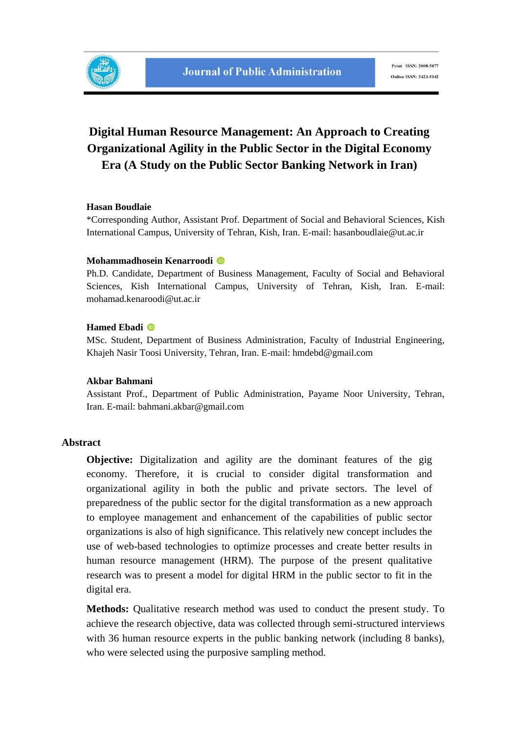# Digital Human Resource Management: An Approach to Creating Organizational Agility in the Public Sector in the Digital Economy Era (A Study on the Public Sector Banking Network in Iran)

**Hasan Boudlaie**

*Corresponding Author, Assistant Prof. Department of Social and Behavioral Sciences, Kish International Campus, University of Tehran, Kish, Iran. E-mail: hasanboudlaie@ut.ac.ir

**Mohammadhosein Kenarroodi**

Ph.D. Candidate, Department of Business Management, Faculty of Social and Behavioral Sciences, Kish International Campus, University of Tehran, Kish, Iran. E-mail: mohamad.kenaroodi@ut.ac.ir

**Hamed Ebadi**

MSc. Student, Department of Business Administration, Faculty of Industrial Engineering, Khajeh Nasir Toosi University, Tehran, Iran. E-mail: hmdebd@gmail.com

**Akbar Bahmani**

Assistant Prof., Department of Public Administration, Payame Noor University, Tehran, Iran. E-mail: bahmani.akbar@gmail.com

## Abstract

**Objective:** Digitalization and agility are the dominant features of the gig economy. Therefore, it is crucial to consider digital transformation and organizational agility in both the public and private sectors. The level of preparedness of the public sector for the digital transformation as a new approach to employee management and enhancement of the capabilities of public sector organizations is also of high significance. This relatively new concept includes the use of web-based technologies to optimize processes and create better results in human resource management (HRM). The purpose of the present qualitative research was to present a model for digital HRM in the public sector to fit in the digital era.

**Methods:** Qualitative research method was used to conduct the present study. To achieve the research objective, data was collected through semi-structured interviews with 36 human resource experts in the public banking network (including 8 banks), who were selected using the purposive sampling method.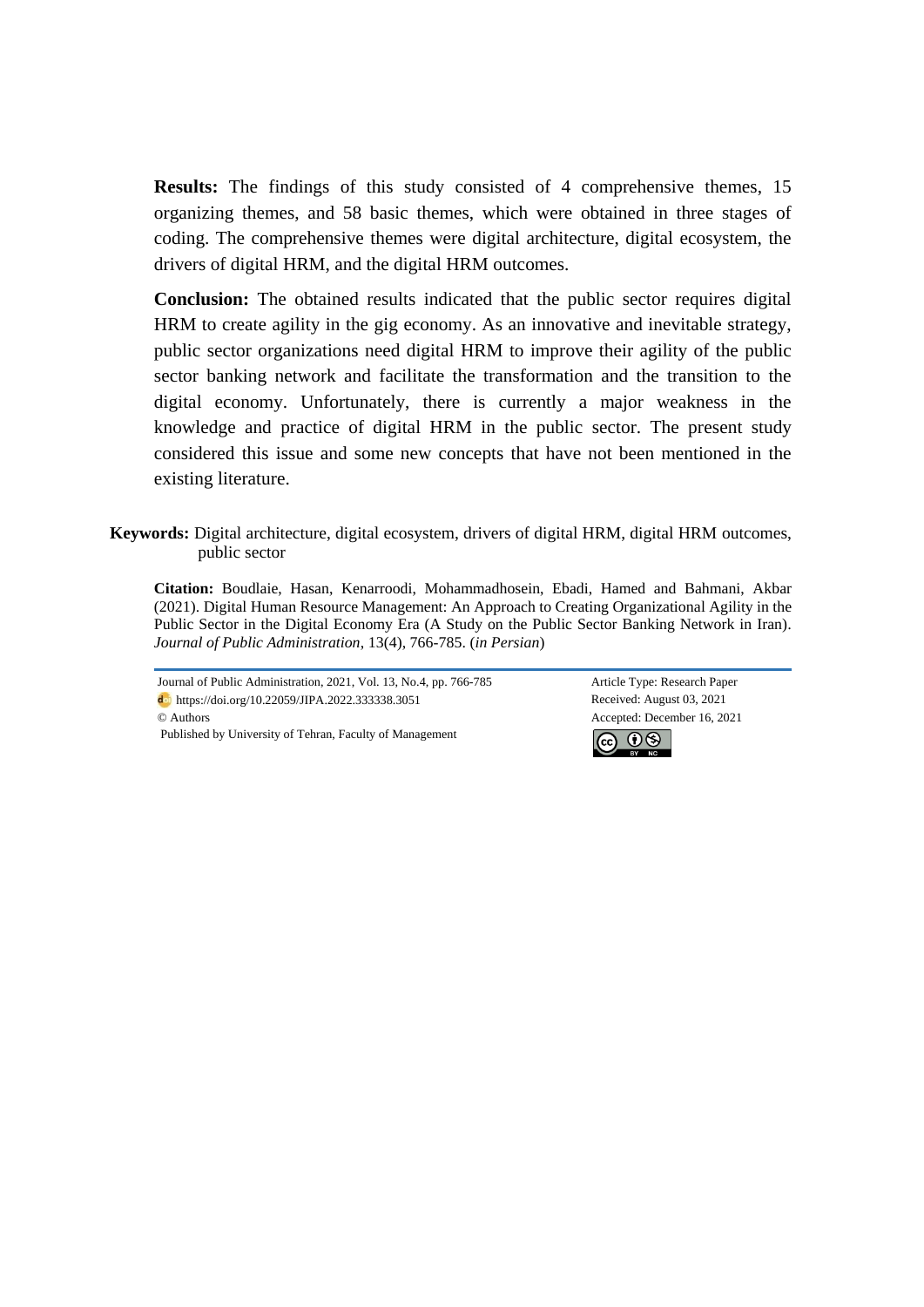**Results:** The findings of this study consisted of 4 comprehensive themes, 15 organizing themes, and 58 basic themes, which were obtained in three stages of coding. The comprehensive themes were digital architecture, digital ecosystem, the drivers of digital HRM, and the digital HRM outcomes.

**Conclusion:** The obtained results indicated that the public sector requires digital HRM to create agility in the gig economy. As an innovative and inevitable strategy, public sector organizations need digital HRM to improve their agility of the public sector banking network and facilitate the transformation and the transition to the digital economy. Unfortunately, there is currently a major weakness in the knowledge and practice of digital HRM in the public sector. The present study considered this issue and some new concepts that have not been mentioned in the existing literature.

**Keywords:** Digital architecture, digital ecosystem, drivers of digital HRM, digital HRM outcomes, public sector

**Citation:** Boudlaie, Hasan, Kenarroodi, Mohammadhosein, Ebadi, Hamed and Bahmani, Akbar (2021). Digital Human Resource Management: An Approach to Creating Organizational Agility in the Public Sector in the Digital Economy Era (A Study on the Public Sector Banking Network in Iran). *Journal of Public Administration*, 13(4), 766-785. (*in Persian*)

---

Journal of Public Administration, 2021, Vol. 13, No.4, pp. 766-785
https://doi.org/10.22059/JIPA.2022.333338.3051
© Authors
Published by University of Tehran, Faculty of Management

Article Type: Research Paper
Received: August 03, 2021
Accepted: December 16, 2021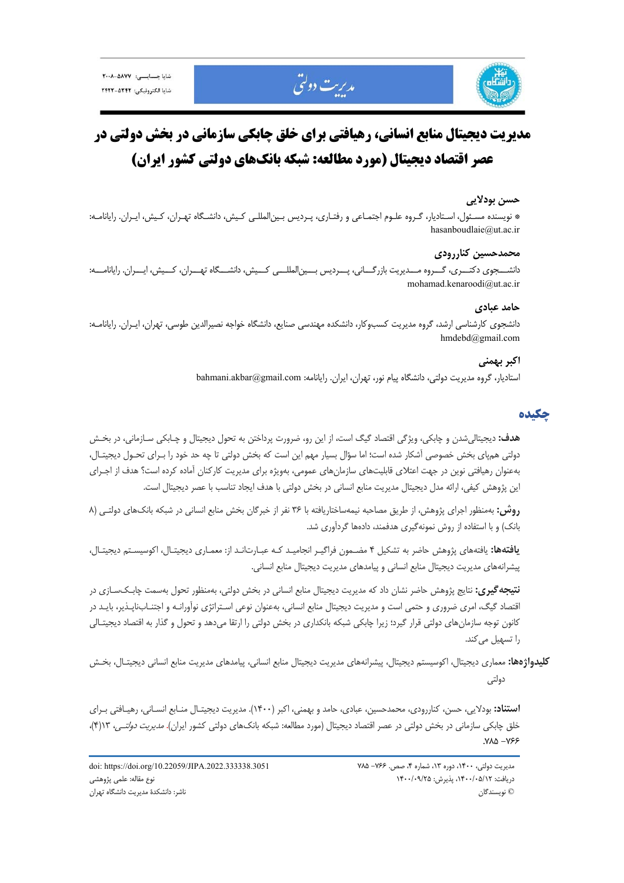# مدیریت دیجیتال منابع انسانی، رهیافتی برای خلق چابکی سازمانی در بخش دولتی در عصر اقتصاد دیجیتال (مورد مطالعه: شبکه بانک‌های دولتی کشور ایران)

**حسن بودلایی**

* نویسنده مسئول، استادیار، گروه علوم اجتماعی و رفتاری، پردیس بین‌المللی کیش، دانشگاه تهران، کیش، ایران. رایانامه: hasanboudlaie@ut.ac.ir

**محمدحسین کناررودی**

دانشجوی دکتری، گروه مدیریت بازرگانی، پردیس بین‌المللی کیش، دانشگاه تهران، کیش، ایران. رایانامه: mohamad.kenaroodi@ut.ac.ir

**حامد عبادی**

دانشجوی کارشناسی ارشد، گروه مدیریت کسب‌وکار، دانشکده مهندسی صنایع، دانشگاه خواجه نصیرالدین طوسی، تهران، ایران. رایانامه: hmdebd@gmail.com

**اکبر بهمنی**

استادیار، گروه مدیریت دولتی، دانشگاه پیام نور، تهران، ایران. رایانامه: bahmani.akbar@gmail.com

## چکیده

**هدف:** دیجیتالی‌شدن و چابکی، ویژگی اقتصاد گیگ است، از این رو، ضرورت پرداختن به تحول دیجیتال و چابکی سازمانی، در بخش دولتی هم‌پای بخش خصوصی آشکار شده است؛ اما سؤال بسیار مهم این است که بخش دولتی تا چه حد خود را برای تحول دیجیتال، به‌عنوان رهیافتی نوین در جهت اعتلای قابلیت‌های سازمان‌های عمومی، به‌ویژه برای مدیریت کارکنان آماده کرده است؟ هدف از اجرای این پژوهش کیفی، ارائه مدل دیجیتال مدیریت منابع انسانی در بخش دولتی با هدف ایجاد تناسب با عصر دیجیتال است.

**روش:** به‌منظور اجرای پژوهش، از طریق مصاحبه نیمه‌ساختاریافته با ۳۶ نفر از خبرگان بخش منابع انسانی در شبکه بانک‌های دولتی (۸ بانک) و با استفاده از روش نمونه‌گیری هدفمند، داده‌ها گردآوری شد.

**یافته‌ها:** یافته‌های پژوهش حاضر به تشکیل ۴ مضمون فراگیر انجامید که عبارت‌اند از: معماری دیجیتال، اکوسیستم دیجیتال، پیشرانه‌های مدیریت دیجیتال منابع انسانی و پیامدهای مدیریت دیجیتال منابع انسانی.

**نتیجه‌گیری:** نتایج پژوهش حاضر نشان داد که مدیریت دیجیتال منابع انسانی در بخش دولتی، به‌منظور تحول به‌سمت چابک‌سازی در اقتصاد گیگ، امری ضروری و حتمی است و مدیریت دیجیتال منابع انسانی، به‌عنوان نوعی استراتژی نوآورانه و اجتناب‌ناپذیر، باید در کانون توجه سازمان‌های دولتی قرار گیرد؛ زیرا چابکی شبکه بانکداری در بخش دولتی را ارتقا می‌دهد و تحول و گذار به اقتصاد دیجیتالی را تسهیل می‌کند.

**کلیدواژه‌ها:** معماری دیجیتال، اکوسیستم دیجیتال، پیشرانه‌های مدیریت دیجیتال منابع انسانی، پیامدهای مدیریت منابع انسانی دیجیتال، بخش دولتی

**استناد:** بودلایی، حسن، کناررودی، محمدحسین، عبادی، حامد و بهمنی، اکبر (۱۴۰۰). مدیریت دیجیتال منابع انسانی، رهیافتی برای خلق چابکی سازمانی در بخش دولتی در عصر اقتصاد دیجیتال (مورد مطالعه: شبکه بانک‌های دولتی کشور ایران). *مدیریت دولتی*، ۱۳(۴)، ۷۶۶- ۷۸۵.

---

دریافت: ۱۴۰۰/۰۵/۱۲، پذیرش: ۱۴۰۰/۰۹/۲۵

© نویسندگان

doi: https://doi.org/10.22059/JIPA.2022.333338.3051

نوع مقاله: علمی پژوهشی

ناشر: دانشکدهٔ مدیریت دانشگاه تهران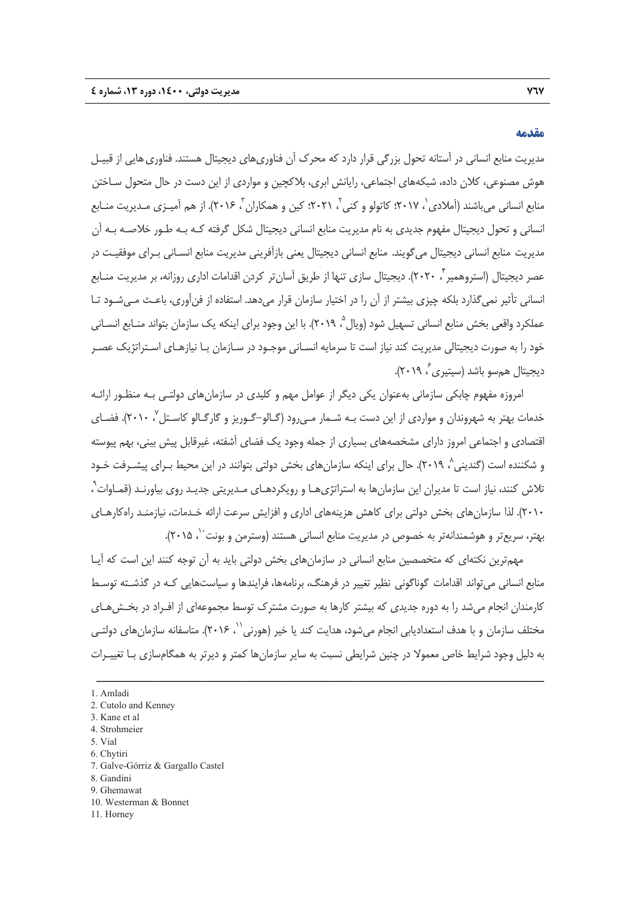## مقدمه

مدیریت منابع انسانی در آستانه تحول بزرگی قرار دارد که محرک آن فناوری‌های دیجیتال هستند. فناوری‌هایی از قبیل هوش مصنوعی، کلان داده، شبکه‌های اجتماعی، رایانش ابری، بلاکچین و مواردی از این دست در حال متحول ساختن منابع انسانی می‌باشند (آملادی[1]، ۲۰۱۷؛ کاتولو و کنی[2]، ۲۰۲۱؛ کین و همکاران[3]، ۲۰۱۶). از هم آمیزی مدیریت منابع انسانی و تحول دیجیتال مفهوم جدیدی به نام مدیریت منابع انسانی دیجیتال شکل گرفته که به طور خلاصه به آن مدیریت منابع انسانی دیجیتال می‌گویند. منابع انسانی دیجیتال یعنی بازآفرینی مدیریت منابع انسانی برای موفقیت در عصر دیجیتال (استروهمیر[4]، ۲۰۲۰). دیجیتال سازی تنها از طریق آسان‌تر کردن اقدامات اداری روزانه، بر مدیریت منابع انسانی تأثیر نمی‌گذارد بلکه چیزی بیشتر از آن را در اختیار سازمان قرار می‌دهد. استفاده از فن‌آوری، باعث می‌شود تا عملکرد واقعی بخش منابع انسانی تسهیل شود (ویال[5]، ۲۰۱۹). با این وجود برای اینکه یک سازمان بتواند منابع انسانی خود را به صورت دیجیتالی مدیریت کند نیاز است تا سرمایه انسانی موجود در سازمان با نیازهای استراتژیک عصر دیجیتال هم‌سو باشد (سیتیری[6]، ۲۰۱۹).

امروزه مفهوم چابکی سازمانی به‌عنوان یکی دیگر از عوامل مهم و کلیدی در سازمان‌های دولتی به منظور ارائه خدمات بهتر به شهروندان و مواردی از این دست به شمار می‌رود (گالو-گوریز و گارگالو کاستل[7]، ۲۰۱۰). فضای اقتصادی و اجتماعی امروز دارای مشخصه‌های بسیاری از جمله وجود یک فضای آشفته، غیرقابل پیش بینی، بهم پیوسته و شکننده است (گندینی[8]، ۲۰۱۹). حال برای اینکه سازمان‌های بخش دولتی بتوانند در این محیط برای پیشرفت خود تلاش کنند، نیاز است تا مدیران این سازمان‌ها به استراتژی‌ها و رویکردهای مدیریتی جدید روی بیاورند (قماوات[9]، ۲۰۱۰). لذا سازمان‌های بخش دولتی برای کاهش هزینه‌های اداری و افزایش سرعت ارائه خدمات، نیازمند راه‌کارهای بهتر، سریع‌تر و هوشمندانه‌تر به خصوص در مدیریت منابع انسانی هستند (وسترمن و بونت[10]، ۲۰۱۵).

مهم‌ترین نکته‌ای که متخصصین منابع انسانی در سازمان‌های بخش دولتی باید به آن توجه کنند این است که آیا منابع انسانی می‌تواند اقدامات گوناگونی نظیر تغییر در فرهنگ، برنامه‌ها، فرایندها و سیاست‌هایی که در گذشته توسط کارمندان انجام می‌شد را به دوره جدیدی که بیشتر کارها به صورت مشترک توسط مجموعه‌ای از افراد در بخش‌های مختلف سازمان و با هدف استعدادیابی انجام می‌شود، هدایت کند یا خیر (هورنی[11]، ۲۰۱۶). متاسفانه سازمان‌های دولتی به دلیل وجود شرایط خاص معمولا در چنین شرایطی نسبت به سایر سازمان‌ها کمتر و دیرتر به همگام‌سازی با تغییرات

---

1. Amladi
2. Cutolo and Kenney
3. Kane et al
4. Strohmeier
5. Vial
6. Chytiri
7. Galve-Górriz & Gargallo Castel
8. Gandini
9. Ghemawat
10. Westerman & Bonnet
11. Horney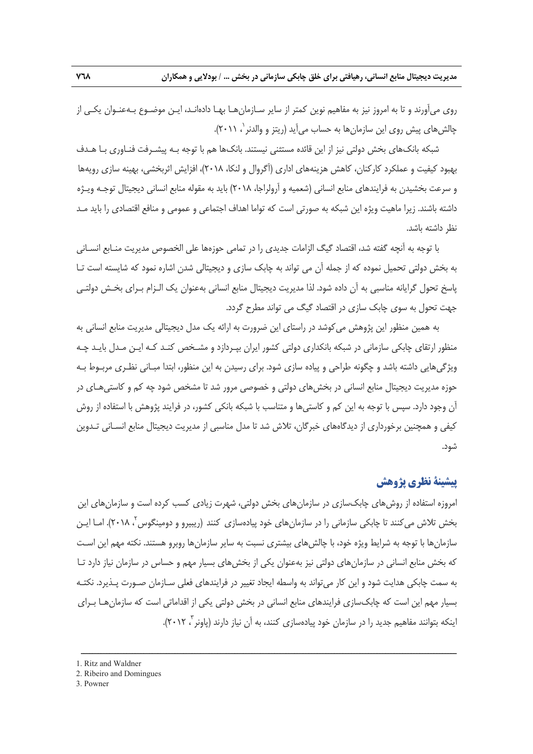روی می‌آورند و تا به امروز نیز به مفاهیم نوین کمتر از سایر سازمان‌ها بها داده‌اند، این موضوع به‌عنوان یکی از چالش‌های پیش روی این سازمان‌ها به حساب می‌آید (ریتز و والدنر[1]، ۲۰۱۱).

شبکه بانک‌های بخش دولتی نیز از این قائده مستثنی نیستند. بانک‌ها هم با توجه به پیشرفت فناوری با هدف بهبود کیفیت و عملکرد کارکنان، کاهش هزینه‌های اداری (آگروال و لنکا، ۲۰۱۸)، افزایش اثربخشی، بهینه سازی رویه‌ها و سرعت بخشیدن به فرایندهای منابع انسانی (شعمیه و آرولراجا، ۲۰۱۸) باید به مقوله منابع انسانی دیجیتال توجه ویژه داشته باشند. زیرا ماهیت ویژه این شبکه به صورتی است که تواما اهداف اجتماعی و عمومی و منافع اقتصادی را باید مد نظر داشته باشد.

با توجه به آنچه گفته شد، اقتصاد گیگ الزامات جدیدی را در تمامی حوزه‌ها علی الخصوص مدیریت منابع انسانی به بخش دولتی تحمیل نموده که از جمله آن می تواند به چابک سازی و دیجیتالی شدن اشاره نمود که شایسته است تا پاسخ تحول گرایانه مناسبی به آن داده شود. لذا مدیریت دیجیتال منابع انسانی به‌عنوان یک الزام برای بخش دولتی جهت تحول به سوی چابک سازی در اقتصاد گیگ می تواند مطرح گردد.

به همین منظور این پژوهش می‌کوشد در راستای این ضرورت به ارائه یک مدل دیجیتالی مدیریت منابع انسانی به منظور ارتقای چابکی سازمانی در شبکه بانکداری دولتی کشور ایران بپردازد و مشخص کند که این مدل باید چه ویژگی‌هایی داشته باشد و چگونه طراحی و پیاده سازی شود. برای رسیدن به این منظور، ابتدا مبانی نظری مربوط به حوزه مدیریت دیجیتال منابع انسانی در بخش‌های دولتی و خصوصی مرور شد تا مشخص شود چه کم و کاستی‌های در آن وجود دارد. سپس با توجه به این کم و کاستی‌ها و متناسب با شبکه بانکی کشور، در فرایند پژوهش با استفاده از روش کیفی و همچنین برخورداری از دیدگاه‌های خبرگان، تلاش شد تا مدل مناسبی از مدیریت دیجیتال منابع انسانی تدوین شود.

## پیشینهٔ نظری پژوهش

امروزه استفاده از روش‌های چابک‌سازی در سازمان‌های بخش دولتی، شهرت زیادی کسب کرده است و سازمان‌های این بخش تلاش می‌کنند تا چابکی سازمانی را در سازمان‌های خود پیاده‌سازی کنند (ریبیرو و دومینگوس[2]، ۲۰۱۸). اما این سازمان‌ها با توجه به شرایط ویژه خود، با چالش‌های بیشتری نسبت به سایر سازمان‌ها روبرو هستند. نکته مهم این است که بخش منابع انسانی در سازمان‌های دولتی نیز به‌عنوان یکی از بخش‌های بسیار مهم و حساس در سازمان نیاز دارد تا به سمت چابکی هدایت شود و این کار می‌تواند به واسطه ایجاد تغییر در فرایندهای فعلی سازمان صورت پذیرد. نکته بسیار مهم این است که چابک‌سازی فرایندهای منابع انسانی در بخش دولتی یکی از اقداماتی است که سازمان‌ها برای اینکه بتوانند مفاهیم جدید را در سازمان خود پیاده‌سازی کنند، به آن نیاز دارند (پاونر[3]، ۲۰۱۲).

---

1. Ritz and Waldner
2. Ribeiro and Domingues
3. Powner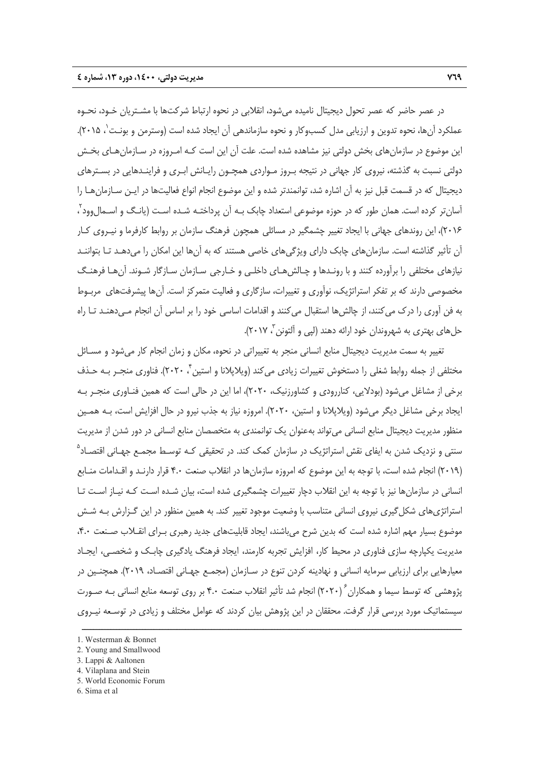در عصر حاضر که عصر تحول دیجیتال نامیده می‌شود، انقلابی در نحوه ارتباط شرکت‌ها با مشـتریان خـود، نحـوه عملکرد آن‌ها، نحوه تدوین و ارزیابی مدل کسب‌وکار و نحوه سازماندهی آن ایجاد شده است (وسترمن و بونـت[1]، ۲۰۱۵). این موضوع در سازمان‌های بخش دولتی نیز مشاهده شده است. علت آن این است کـه امـروزه در سـازمان‌هـای بخـش دولتی نسبت به گذشته، نیروی کار جهانی در نتیجه بـروز مـواردی همچـون رایـانش ابـری و فراینـدهایی در بسـترهای دیجیتال که در قسمت قبل نیز به آن اشاره شد، توانمندتر شده و این موضوع انجام انواع فعالیت‌ها در ایـن سـازمان‌هـا را آسان‌تر کرده است. همان طور که در حوزه موضوعی استعداد چابک بـه آن پرداختـه شـده اسـت (یانـگ و اسـمال‌وود[2]، ۲۰۱۶)، این روندهای جهانی با ایجاد تغییر چشمگیر در مسائلی همچون فرهنگ سازمان بر روابط کارفرما و نیـروی کـار آن تأثیر گذاشته است. سازمان‌های چابک دارای ویژگی‌های خاصی هستند که به آن‌ها این امکان را می‌دهـد تـا بتواننـد نیازهای مختلفی را برآورده کنند و با رونـدها و چـالش‌هـای داخلـی و خـارجی سـازمان سـازگار شـوند. آن‌هـا فرهنـگ مخصوصی دارند که بر تفکر استراتژیک، نوآوری و تغییرات، سازگاری و فعالیت متمرکز است. آن‌ها پیشرفت‌های مربـوط به فن آوری را درک می‌کنند، از چالش‌ها استقبال می‌کنند و اقدامات اساسی خود را بر اساس آن انجام مـی‌دهنـد تـا راه حل‌های بهتری به شهروندان خود ارائه دهند (لپی و آلتونن[3]، ۲۰۱۷).

تغییر به سمت مدیریت دیجیتال منابع انسانی منجر به تغییراتی در نحوه، مکان و زمان انجام کار می‌شود و مسـائل مختلفی از جمله روابط شغلی را دستخوش تغییرات زیادی می‌کند (ویلاپلانا و استین[4]، ۲۰۲۰). فناوری منجـر بـه حـذف برخی از مشاغل می‌شود (بودلایی، کناررودی و کشاورزنیک، ۲۰۲۰)، اما این در حالی است که همین فنـاوری منجـر بـه ایجاد برخی مشاغل دیگر می‌شود (ویلاپلانا و استین، ۲۰۲۰). امروزه نیاز به جذب نیرو در حال افزایش است، بـه همـین منظور مدیریت دیجیتال منابع انسانی می‌تواند به‌عنوان یک توانمندی به متخصصان منابع انسانی در دور شدن از مدیریت سنتی و نزدیک شدن به ایفای نقش استراتژیک در سازمان کمک کند. در تحقیقی کـه توسـط مجمـع جهـانی اقتصـاد[5] (۲۰۱۹) انجام شده است، با توجه به این موضوع که امروزه سازمان‌ها در انقلاب صنعت ۴.۰ قرار دارنـد و اقـدامات منـابع انسانی در سازمان‌ها نیز با توجه به این انقلاب دچار تغییرات چشمگیری شده است، بیان شـده اسـت کـه نیـاز اسـت تـا استراتژی‌های شکل‌گیری نیروی انسانی متناسب با وضعیت موجود تغییر کند. به همین منظور در این گـزارش بـه شـش موضوع بسیار مهم اشاره شده است که بدین شرح می‌باشند، ایجاد قابلیت‌های جدید رهبری بـرای انقـلاب صـنعت ۴.۰، مدیریت یکپارچه سازی فناوری در محیط کار، افزایش تجربه کارمند، ایجاد فرهنگ یادگیری چابـک و شخصـی، ایجـاد معیارهایی برای ارزیابی سرمایه انسانی و نهادینه کردن تنوع در سـازمان (مجمـع جهـانی اقتصـاد، ۲۰۱۹). همچنـین در پژوهشی که توسط سیما و همکاران[6] (۲۰۲۰) انجام شد تأثیر انقلاب صنعت ۴.۰ بر روی توسعه منابع انسانی بـه صـورت سیستماتیک مورد بررسی قرار گرفت. محققان در این پژوهش بیان کردند که عوامل مختلف و زیادی در توسـعه نیـروی

---

1. Westerman & Bonnet
2. Young and Smallwood
3. Lappi & Aaltonen
4. Vilaplana and Stein
5. World Economic Forum
6. Sima et al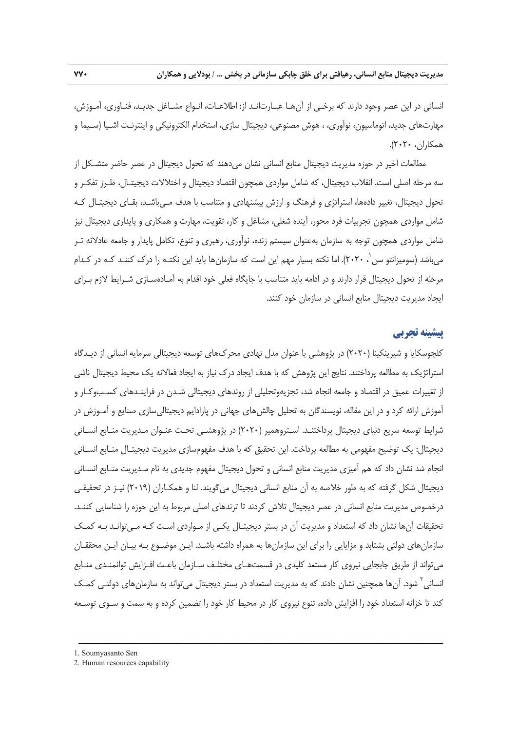انسانی در این عصر وجود دارند که برخی از آن‌ها عبارتانـد از: اطلاعـات، انـواع مشـاغل جدیـد، فنـاوری، آمـوزش، مهارت‌های جدید، اتوماسیون، نوآوری، ، هوش مصنوعی، دیجیتال سازی، استخدام الکترونیکی و اینترنـت اشـیا (سـیما و همکاران، ۲۰۲۰).

مطالعات اخیر در حوزه مدیریت دیجیتال منابع انسانی نشان می‌دهند که تحول دیجیتال در عصر حاضر متشـکل از سه مرحله اصلی است. انقلاب دیجیتال، که شامل مواردی همچون اقتصاد دیجیتال و اختلالات دیجیتـال، طـرز تفکـر و تحول دیجیتال، تغییر داده‌ها، استراتژی و فرهنگ و ارزش پیشنهادی و متناسب با هدف مـی‌باشـد، بقـای دیجیتـال کـه شامل مواردی همچون تجربیات فرد محور، آینده شغلی، مشاغل و کار، تقویت، مهارت و همکاری و پایداری دیجیتال نیز شامل مواردی همچون توجه به سازمان به‌عنوان سیستم زنده، نوآوری، رهبری و تنوع، تکامل پایدار و جامعه عادلانه تـر می‌باشد (سومیزانتو سن[1]، ۲۰۲۰). اما نکته بسیار مهم این است که سازمان‌ها باید این نکتـه را درک کننـد کـه در کـدام مرحله از تحول دیجیتال قرار دارند و در ادامه باید متناسب با جایگاه فعلی خود اقدام به آمـاده‌سـازی شـرایط لازم بـرای ایجاد مدیریت دیجیتال منابع انسانی در سازمان خود کنند.

## پیشینه تجربی

کلچوسکایا و شیرینکینا (۲۰۲۰) در پژوهشی با عنوان مدل نهادی محرک‌های توسعه دیجیتالی سرمایه انسانی از دیـدگاه استراتژیک به مطالعه پرداختند. نتایج این پژوهش که با هدف ایجاد درک نیاز به ایجاد فعالانه یک محیط دیجیتال ناشی از تغییرات عمیق در اقتصاد و جامعه انجام شد، تجزیه‌وتحلیلی از روندهای دیجیتالی شـدن در فراینـدهای کسـب‌وکـار و آموزش ارائه کرد و در این مقاله، نویسندگان به تحلیل چالش‌های جهانی در پارادایم دیجیتالی‌سازی صنایع و آمـوزش در شرایط توسعه سریع دنیای دیجیتال پرداختنـد. اسـتروهمیر (۲۰۲۰) در پژوهشـی تحـت عنـوان مـدیریت منـابع انسـانی دیجیتال: یک توضیح مفهومی به مطالعه پرداخت. این تحقیق که با هدف مفهوم‌سازی مدیریت دیجیتـال منـابع انسـانی انجام شد نشان داد که هم آمیزی مدیریت منابع انسانی و تحول دیجیتال مفهوم جدیدی به نام مـدیریت منـابع انسـانی دیجیتال شکل گرفته که به طور خلاصه به آن منابع انسانی دیجیتال می‌گویند. لنا و همکـاران (۲۰۱۹) نیـز در تحقیقـی درخصوص مدیریت منابع انسانی در عصر دیجیتال تلاش کردند تا ترندهای اصلی مربوط به این حوزه را شناسایی کننـد. تحقیقات آن‌ها نشان داد که استعداد و مدیریت آن در بستر دیجیتـال یکـی از مـواردی اسـت کـه مـی‌توانـد بـه کمـک سازمان‌های دولتی بشتابد و مزایایی را برای این سازمان‌ها به همراه داشته باشـد. ایـن موضـوع بـه بیـان ایـن محققـان می‌تواند از طریق جابجایی نیروی کار مستعد کلیدی در قسمت‌هـای مختلـف سـازمان باعـث افـزایش توانمنـدی منـابع انسانی[2] شود. آن‌ها همچنین نشان دادند که به مدیریت استعداد در بستر دیجیتال می‌تواند به سازمان‌های دولتـی کمـک کند تا خزانه استعداد خود را افزایش داده، تنوع نیروی کار در محیط کار خود را تضمین کرده و به سمت و سـوی توسـعه

---

1. Soumyasanto Sen
2. Human resources capability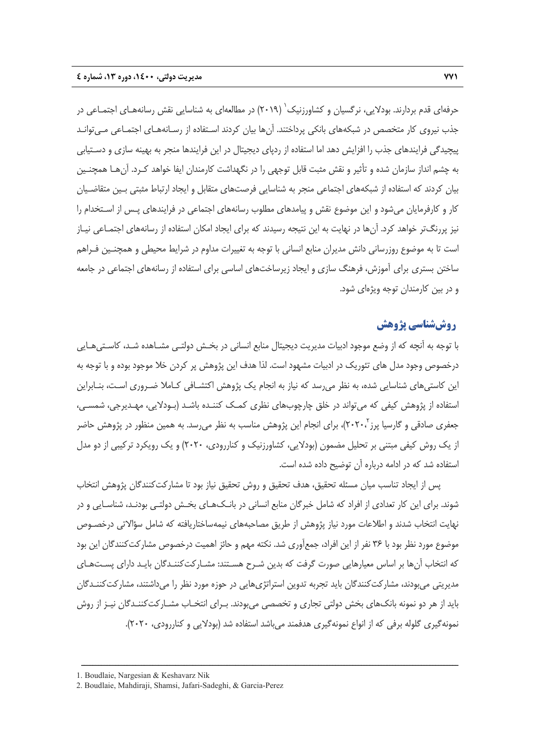حرفه‌ای قدم بردارند. بودلایی، نرگسیان و کشاورزنیک[1] (۲۰۱۹) در مطالعه‌ای به شناسایی نقش رسانه‌های اجتماعی در جذب نیروی کار متخصص در شبکه‌های بانکی پرداختند. آن‌ها بیان کردند استفاده از رسانه‌های اجتماعی می‌تواند پیچیدگی فرایندهای جذب را افزایش دهد اما استفاده از ردپای دیجیتال در این فرایندها منجر به بهینه سازی و دستیابی به چشم انداز سازمان شده و تأثیر و نقش مثبت قابل توجهی را در نگهداشت کارمندان ایفا خواهد کرد. آن‌ها همچنین بیان کردند که استفاده از شبکه‌های اجتماعی منجر به شناسایی فرصت‌های متقابل و ایجاد ارتباط مثبتی بین متقاضیان کار و کارفرمایان می‌شود و این موضوع نقش و پیامدهای مطلوب رسانه‌های اجتماعی در فرایندهای پس از استخدام را نیز پررنگ‌تر خواهد کرد. آن‌ها در نهایت به این نتیجه رسیدند که برای ایجاد امکان استفاده از رسانه‌های اجتماعی نیاز است تا به موضوع روزرسانی دانش مدیران منابع انسانی با توجه به تغییرات مداوم در شرایط محیطی و همچنین فراهم ساختن بستری برای آموزش، فرهنگ سازی و ایجاد زیرساخت‌های اساسی برای استفاده از رسانه‌های اجتماعی در جامعه و در بین کارمندان توجه ویژه‌ای شود.

## روش‌شناسی پژوهش

با توجه به آنچه که از وضع موجود ادبیات مدیریت دیجیتال منابع انسانی در بخش دولتی مشاهده شد، کاستی‌هایی درخصوص وجود مدل های تئوریک در ادبیات مشهود است. لذا هدف این پژوهش پر کردن خلا موجود بوده و با توجه به این کاستی‌های شناسایی شده، به نظر می‌رسد که نیاز به انجام یک پژوهش اکتشافی کاملا ضروری است، بنابراین استفاده از پژوهش کیفی که می‌تواند در خلق چارچوب‌های نظری کمک کننده باشد (بودلایی، مهدیرجی، شمسی، جعفری صادقی و گارسیا پرز[2]،۲۰۲۰)، برای انجام این پژوهش مناسب به نظر می‌رسد. به همین منظور در پژوهش حاضر از یک روش کیفی مبتنی بر تحلیل مضمون (بودلایی، کشاورزنیک و کناررودی، ۲۰۲۰) و یک رویکرد ترکیبی از دو مدل استفاده شد که در ادامه درباره آن توضیح داده شده است.

پس از ایجاد تناسب میان مسئله تحقیق، هدف تحقیق و روش تحقیق نیاز بود تا مشارکت‌کنندگان پژوهش انتخاب شوند. برای این کار تعدادی از افراد که شامل خبرگان منابع انسانی در بانک‌های بخش دولتی بودند، شناسایی و در نهایت انتخاب شدند و اطلاعات مورد نیاز پژوهش از طریق مصاحبه‌های نیمه‌ساختاریافته که شامل سؤالاتی درخصوص موضوع مورد نظر بود با ۳۶ نفر از این افراد، جمع‌آوری شد. نکته مهم و حائز اهمیت درخصوص مشارکت‌کنندگان این بود که انتخاب آن‌ها بر اساس معیارهایی صورت گرفت که بدین شرح هستند: مشارکت‌کنندگان باید دارای پست‌های مدیریتی می‌بودند، مشارکت‌کنندگان باید تجربه تدوین استراتژی‌هایی در حوزه مورد نظر را می‌داشتند، مشارکت‌کنندگان باید از هر دو نمونه بانک‌های بخش دولتی تجاری و تخصصی می‌بودند. برای انتخاب مشارکت‌کنندگان نیز از روش نمونه‌گیری گلوله برفی که از انواع نمونه‌گیری هدفمند می‌باشد استفاده شد (بودلایی و کناررودی، ۲۰۲۰).

---

1. Boudlaie, Nargesian & Keshavarz Nik
2. Boudlaie, Mahdiraji, Shamsi, Jafari-Sadeghi, & Garcia-Perez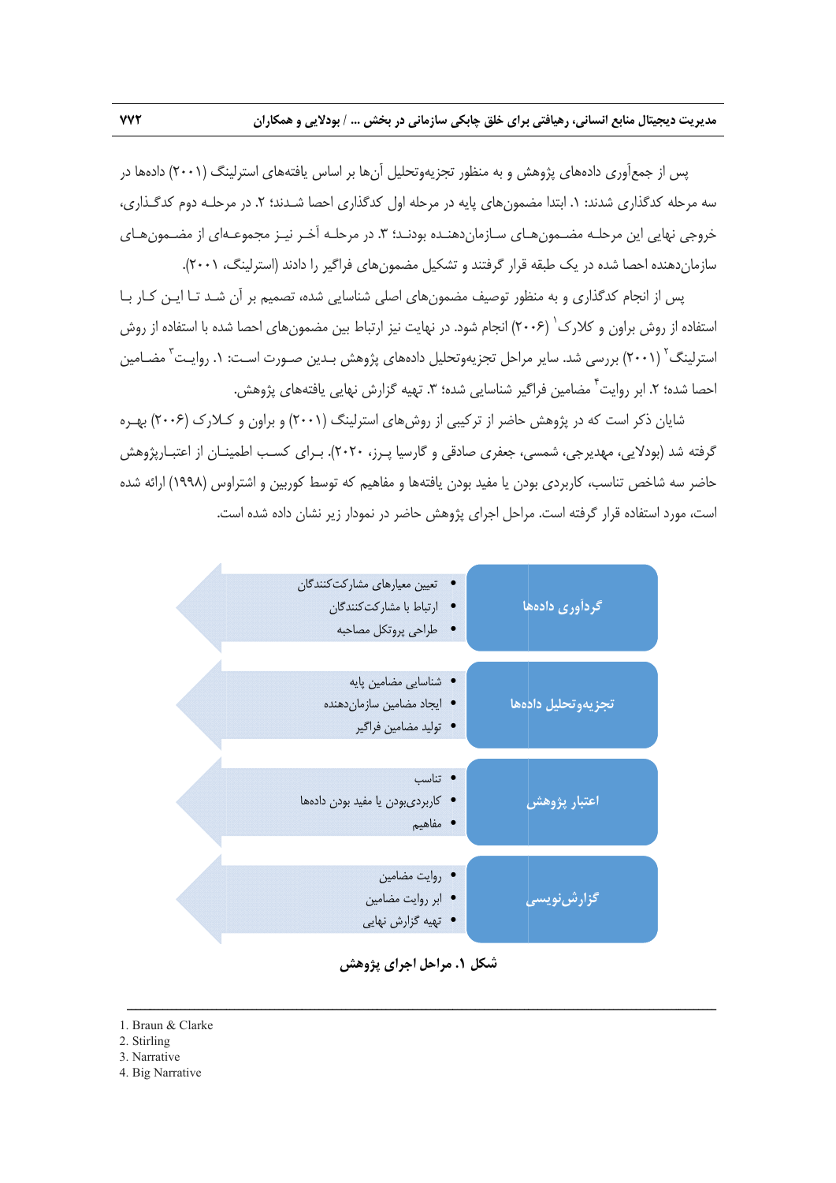پس از جمع‌آوری داده‌های پژوهش و به منظور تجزیه‌وتحلیل آن‌ها بر اساس یافته‌های استرلینگ (۲۰۰۱) داده‌ها در سه مرحله کدگذاری شدند: ۱. ابتدا مضمون‌های پایه در مرحله اول کدگذاری احصا شدند؛ ۲. در مرحله دوم کدگذاری، خروجی نهایی این مرحله مضمون‌های سازمان‌دهنده بودند؛ ۳. در مرحله آخر نیز مجموعه‌ای از مضمون‌های سازمان‌دهنده احصا شده در یک طبقه قرار گرفتند و تشکیل مضمون‌های فراگیر را دادند (استرلینگ، ۲۰۰۱).

پس از انجام کدگذاری و به منظور توصیف مضمون‌های اصلی شناسایی شده، تصمیم بر آن شد تا این کار با استفاده از روش براون و کلارک[1] (۲۰۰۶) انجام شود. در نهایت نیز ارتباط بین مضمون‌های احصا شده با استفاده از روش استرلینگ[2] (۲۰۰۱) بررسی شد. سایر مراحل تجزیه‌وتحلیل داده‌های پژوهش بدین صورت است: ۱. روایت[3] مضامین احصا شده؛ ۲. ابر روایت[4] مضامین فراگیر شناسایی شده؛ ۳. تهیه گزارش نهایی یافته‌های پژوهش.

شایان ذکر است که در پژوهش حاضر از ترکیبی از روش‌های استرلینگ (۲۰۰۱) و براون و کلارک (۲۰۰۶) بهره گرفته شد (بودلایی، مهدیرجی، شمسی، جعفری صادقی و گارسیا پرز، ۲۰۲۰). برای کسب اطمینان از اعتبارپژوهش حاضر سه شاخص تناسب، کاربردی بودن یا مفید بودن یافته‌ها و مفاهیم که توسط کوربین و اشتراوس (۱۹۹۸) ارائه شده است، مورد استفاده قرار گرفته است. مراحل اجرای پژوهش حاضر در نمودار زیر نشان داده شده است.

**گردآوری داده‌ها**
- تعیین معیارهای مشارکت‌کنندگان
- ارتباط با مشارکت‌کنندگان
- طراحی پروتکل مصاحبه

**تجزیه‌وتحلیل داده‌ها**
- شناسایی مضامین پایه
- ایجاد مضامین سازمان‌دهنده
- تولید مضامین فراگیر

**اعتبار پژوهش**
- تناسب
- کاربردی‌بودن یا مفید بودن داده‌ها
- مفاهیم

**گزارش‌نویسی**
- روایت مضامین
- ابر روایت مضامین
- تهیه گزارش نهایی

**شکل ۱. مراحل اجرای پژوهش**

---

1. Braun & Clarke
2. Stirling
3. Narrative
4. Big Narrative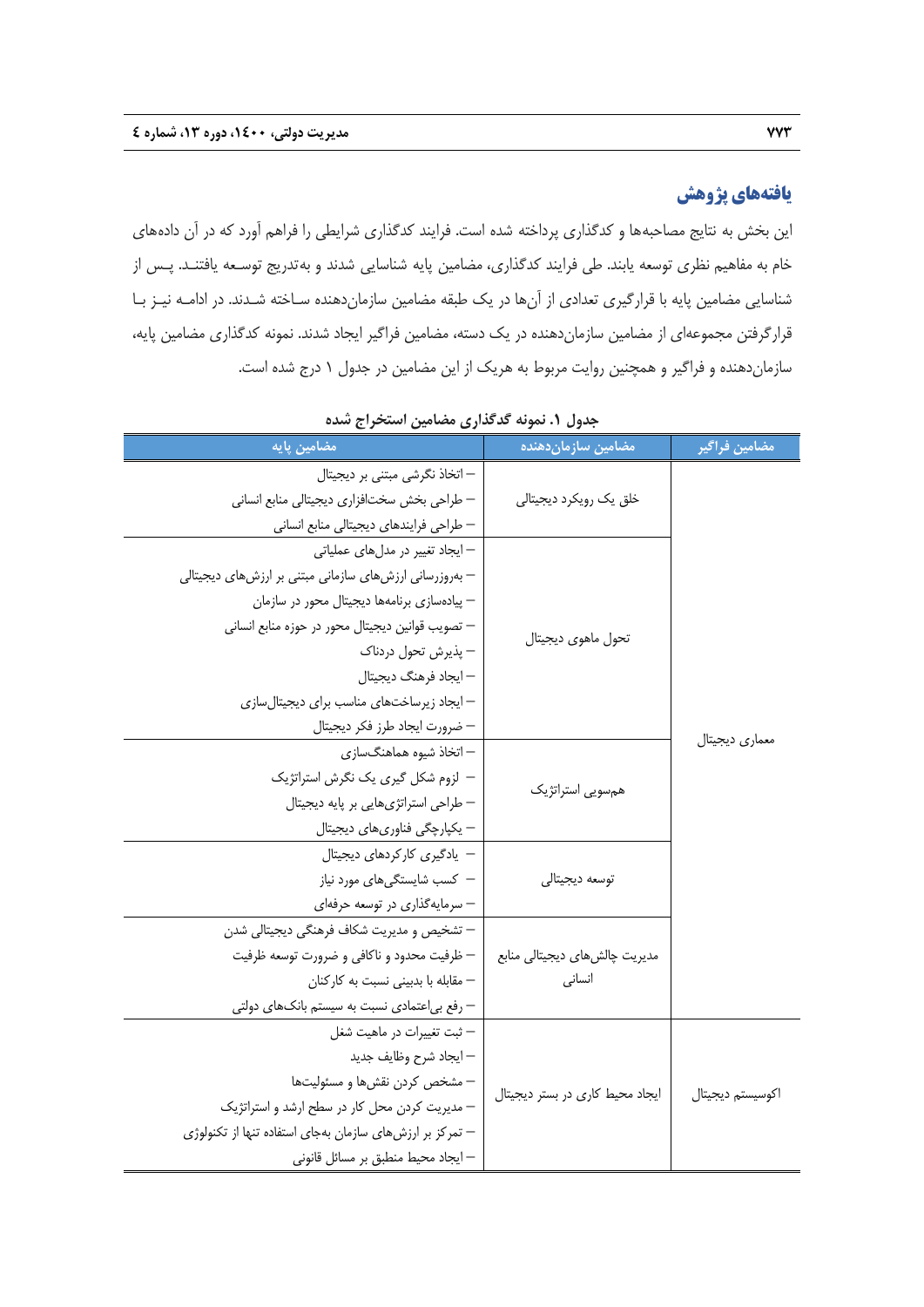## یافته‌های پژوهش

این بخش به نتایج مصاحبه‌ها و کدگذاری پرداخته شده است. فرایند کدگذاری شرایطی را فراهم آورد که در آن داده‌های خام به مفاهیم نظری توسعه یابند. طی فرایند کدگذاری، مضامین پایه شناسایی شدند و به‌تدریج توسعه یافتند. پس از شناسایی مضامین پایه با قرارگیری تعدادی از آن‌ها در یک طبقه مضامین سازمان‌دهنده ساخته شدند. در ادامه نیز با قرارگرفتن مجموعه‌ای از مضامین سازمان‌دهنده در یک دسته، مضامین فراگیر ایجاد شدند. نمونه کدگذاری مضامین پایه، سازمان‌دهنده و فراگیر و همچنین روایت مربوط به هریک از این مضامین در جدول ۱ درج شده است.

**جدول ۱. نمونه گدگذاری مضامین استخراج شده**

| مضامین فراگیر | مضامین سازمان‌دهنده | مضامین پایه |
|---|---|---|
| معماری دیجیتال | خلق یک رویکرد دیجیتالی | – اتخاذ نگرشی مبتنی بر دیجیتال<br>– طراحی بخش سخت‌افزاری دیجیتالی منابع انسانی<br>– طراحی فرایندهای دیجیتالی منابع انسانی |
| | تحول ماهوی دیجیتال | – ایجاد تغییر در مدل‌های عملیاتی<br>– به‌روزرسانی ارزش‌های سازمانی مبتنی بر ارزش‌های دیجیتالی<br>– پیاده‌سازی برنامه‌ها دیجیتال محور در سازمان<br>– تصویب قوانین دیجیتال محور در حوزه منابع انسانی<br>– پذیرش تحول دردناک<br>– ایجاد فرهنگ دیجیتال<br>– ایجاد زیرساخت‌های مناسب برای دیجیتال‌سازی<br>– ضرورت ایجاد طرز فکر دیجیتال |
| | همسویی استراتژیک | – اتخاذ شیوه هماهنگ‌سازی<br>– لزوم شکل گیری یک نگرش استراتژیک<br>– طراحی استراتژی‌هایی بر پایه دیجیتال<br>– یکپارچگی فناوری‌های دیجیتال |
| | توسعه دیجیتالی | – یادگیری کارکردهای دیجیتال<br>– کسب شایستگی‌های مورد نیاز<br>– سرمایه‌گذاری در توسعه حرفه‌ای |
| | مدیریت چالش‌های دیجیتالی منابع انسانی | – تشخیص و مدیریت شکاف فرهنگی دیجیتالی شدن<br>– ظرفیت محدود و ناکافی و ضرورت توسعه ظرفیت<br>– مقابله با بدبینی نسبت به کارکنان<br>– رفع بی‌اعتمادی نسبت به سیستم بانک‌های دولتی |
| اکوسیستم دیجیتال | ایجاد محیط کاری در بستر دیجیتال | – ثبت تغییرات در ماهیت شغل<br>– ایجاد شرح وظایف جدید<br>– مشخص کردن نقش‌ها و مسئولیت‌ها<br>– مدیریت کردن محل کار در سطح ارشد و استراتژیک<br>– تمرکز بر ارزش‌های سازمان به‌جای استفاده تنها از تکنولوژی<br>– ایجاد محیط منطبق بر مسائل قانونی |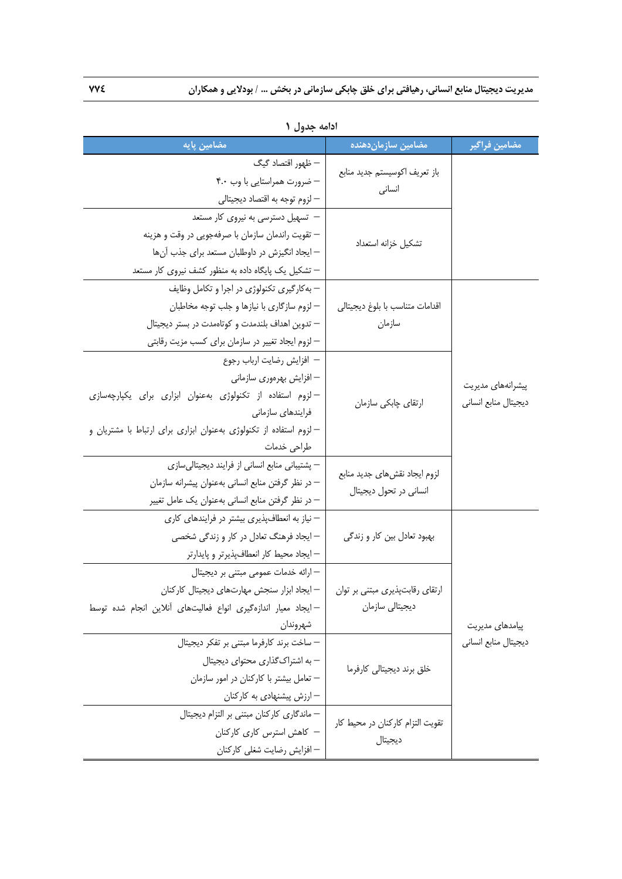**ادامه جدول ۱**

| مضامین فراگیر | مضامین سازمان‌دهنده | مضامین پایه |
|---|---|---|
| | باز تعریف اکوسیستم جدید منابع انسانی | – ظهور اقتصاد گیگ<br>– ضرورت همراستایی با وب ۴.۰<br>– لزوم توجه به اقتصاد دیجیتالی |
| | تشکیل خزانه استعداد | – تسهیل دسترسی به نیروی کار مستعد<br>– تقویت راندمان سازمان با صرفه‌جویی در وقت و هزینه<br>– ایجاد انگیزش در داوطلبان مستعد برای جذب آن‌ها<br>– تشکیل یک پایگاه داده به منظور کشف نیروی کار مستعد |
| پیشرانه‌های مدیریت دیجیتال منابع انسانی | اقدامات متناسب با بلوغ دیجیتالی سازمان | – به‌کارگیری تکنولوژی در اجرا و تکامل وظایف<br>– لزوم سازگاری با نیازها و جلب توجه مخاطبان<br>– تدوین اهداف بلندمدت و کوتاه‌مدت در بستر دیجیتال<br>– لزوم ایجاد تغییر در سازمان برای کسب مزیت رقابتی |
| | ارتقای چابکی سازمان | – افزایش رضایت ارباب رجوع<br>– افزایش بهره‌وری سازمانی<br>– لزوم استفاده از تکنولوژی به‌عنوان ابزاری برای یکپارچه‌سازی فرایندهای سازمانی<br>– لزوم استفاده از تکنولوژی به‌عنوان ابزاری برای ارتباط با مشتریان و طراحی خدمات |
| | لزوم ایجاد نقش‌های جدید منابع انسانی در تحول دیجیتال | – پشتیبانی منابع انسانی از فرایند دیجیتالی‌سازی<br>– در نظر گرفتن منابع انسانی به‌عنوان پیشرانه سازمان<br>– در نظر گرفتن منابع انسانی به‌عنوان یک عامل تغییر |
| | بهبود تعادل بین کار و زندگی | – نیاز به انعطاف‌پذیری بیشتر در فرایندهای کاری<br>– ایجاد فرهنگ تعادل در کار و زندگی شخصی<br>– ایجاد محیط کار انعطاف‌پذیرتر و پایدارتر |
| پیامدهای مدیریت دیجیتال منابع انسانی | ارتقای رقابت‌پذیری مبتنی بر توان دیجیتالی سازمان | – ارائه خدمات عمومی مبتنی بر دیجیتال<br>– ایجاد ابزار سنجش مهارت‌های دیجیتال کارکنان<br>– ایجاد معیار اندازه‌گیری انواع فعالیت‌های آنلاین انجام شده توسط شهروندان |
| | خلق برند دیجیتالی کارفرما | – ساخت برند کارفرما مبتنی بر تفکر دیجیتال<br>– به اشتراک‌گذاری محتوای دیجیتال<br>– تعامل بیشتر با کارکنان در امور سازمان<br>– ارزش پیشنهادی به کارکنان |
| | تقویت التزام کارکنان در محیط کار دیجیتال | – ماندگاری کارکنان مبتنی بر التزام دیجیتال<br>– کاهش استرس کاری کارکنان<br>– افزایش رضایت شغلی کارکنان |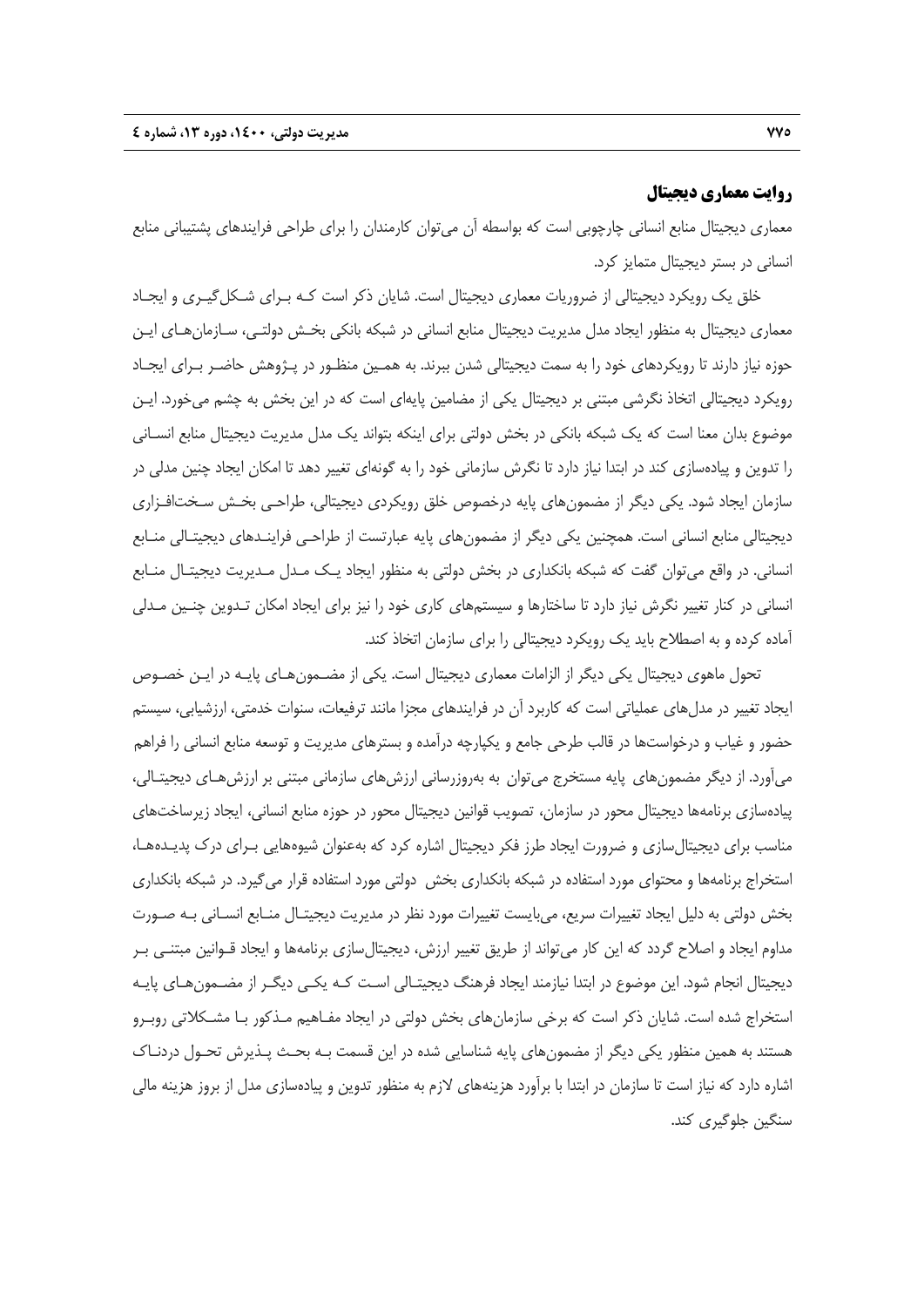## روایت معماری دیجیتال

معماری دیجیتال منابع انسانی چارچوبی است که بواسطه آن می‌توان کارمندان را برای طراحی فرایندهای پشتیبانی منابع انسانی در بستر دیجیتال متمایز کرد.

خلق یک رویکرد دیجیتالی از ضروریات معماری دیجیتال است. شایان ذکر است کـه بـرای شـکل‌گیـری و ایجـاد معماری دیجیتال به منظور ایجاد مدل مدیریت دیجیتال منابع انسانی در شبکه بانکی بخـش دولتـی، سـازمان‌هـای ایـن حوزه نیاز دارند تا رویکردهای خود را به سمت دیجیتالی شدن ببرند. به همـین منظـور در پـژوهش حاضـر بـرای ایجـاد رویکرد دیجیتالی اتخاذ نگرشی مبتنی بر دیجیتال یکی از مضامین پایه‌ای است که در این بخش به چشم می‌خورد. ایـن موضوع بدان معنا است که یک شبکه بانکی در بخش دولتی برای اینکه بتواند یک مدل مدیریت دیجیتال منابع انسـانی را تدوین و پیاده‌سازی کند در ابتدا نیاز دارد تا نگرش سازمانی خود را به گونه‌ای تغییر دهد تا امکان ایجاد چنین مدلی در سازمان ایجاد شود. یکی دیگر از مضمون‌های پایه درخصوص خلق رویکردی دیجیتالی، طراحـی بخـش سـخت‌افـزاری دیجیتالی منابع انسانی است. همچنین یکی دیگر از مضمون‌های پایه عبارتست از طراحـی فراینـدهای دیجیتـالی منـابع انسانی. در واقع می‌توان گفت که شبکه بانکداری در بخش دولتی به منظور ایجاد یـک مـدل مـدیریت دیجیتـال منـابع انسانی در کنار تغییر نگرش نیاز دارد تا ساختارها و سیستم‌های کاری خود را نیز برای ایجاد امکان تـدوین چنـین مـدلی آماده کرده و به اصطلاح باید یک رویکرد دیجیتالی را برای سازمان اتخاذ کند.

تحول ماهوی دیجیتال یکی دیگر از الزامات معماری دیجیتال است. یکی از مضـمون‌هـای پایـه در ایـن خصـوص ایجاد تغییر در مدل‌های عملیاتی است که کاربرد آن در فرایندهای مجزا مانند ترفیعات، سنوات خدمتی، ارزشیابی، سیستم حضور و غیاب و درخواست‌ها در قالب طرحی جامع و یکپارچه درآمده و بسترهای مدیریت و توسعه منابع انسانی را فراهم می‌آورد. از دیگر مضمون‌های پایه مستخرج می‌توان به به‌روزرسانی ارزش‌های سازمانی مبتنی بر ارزش‌هـای دیجیتـالی، پیاده‌سازی برنامه‌ها دیجیتال محور در سازمان، تصویب قوانین دیجیتال محور در حوزه منابع انسانی، ایجاد زیرساخت‌های مناسب برای دیجیتال‌سازی و ضرورت ایجاد طرز فکر دیجیتال اشاره کرد که به‌عنوان شیوه‌هایی بـرای درک پدیـده‌هـا، استخراج برنامه‌ها و محتوای مورد استفاده در شبکه بانکداری بخش دولتی مورد استفاده قرار می‌گیرد. در شبکه بانکداری بخش دولتی به دلیل ایجاد تغییرات سریع، می‌بایست تغییرات مورد نظر در مدیریت دیجیتـال منـابع انسـانی بـه صـورت مداوم ایجاد و اصلاح گردد که این کار می‌تواند از طریق تغییر ارزش، دیجیتال‌سازی برنامه‌ها و ایجاد قـوانین مبتنـی بـر دیجیتال انجام شود. این موضوع در ابتدا نیازمند ایجاد فرهنگ دیجیتـالی اسـت کـه یکـی دیگـر از مضـمون‌هـای پایـه استخراج شده است. شایان ذکر است که برخی سازمان‌های بخش دولتی در ایجاد مفـاهیم مـذکور بـا مشـکلاتی روبـرو هستند به همین منظور یکی دیگر از مضمون‌های پایه شناسایی شده در این قسمت بـه بحـث پـذیرش تحـول دردنـاک اشاره دارد که نیاز است تا سازمان در ابتدا با برآورد هزینه‌های لازم به منظور تدوین و پیاده‌سازی مدل از بروز هزینه مالی سنگین جلوگیری کند.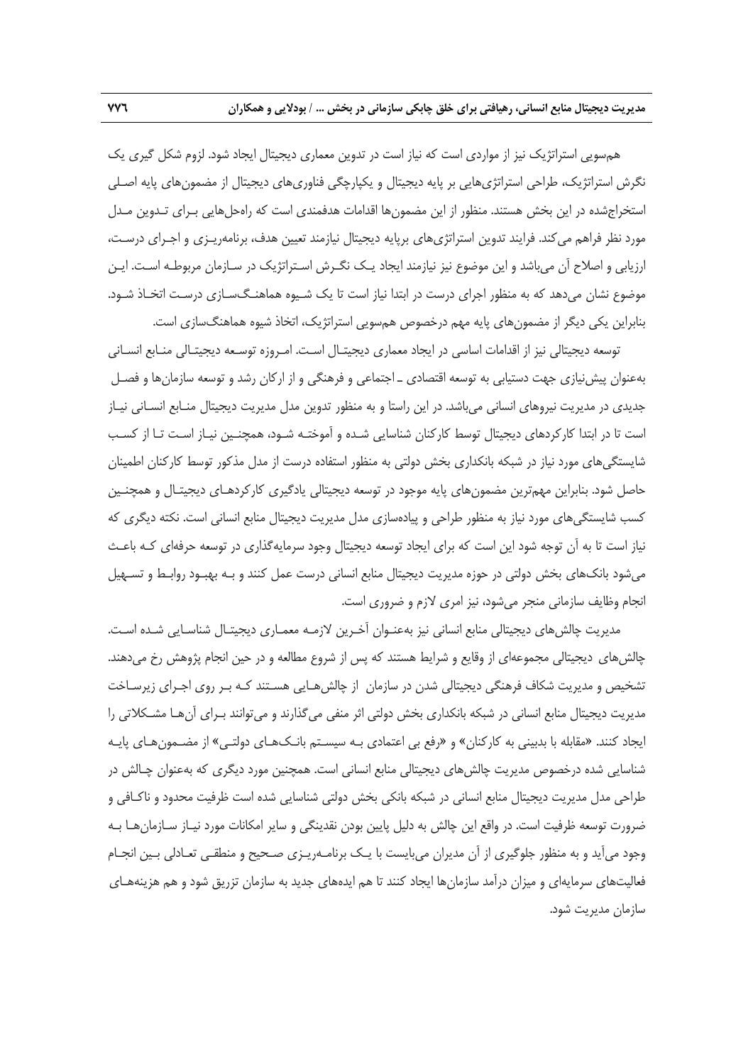هم‌سویی استراتژیک نیز از مواردی است که نیاز است در تدوین معماری دیجیتال ایجاد شود. لزوم شکل گیری یک نگرش استراتژیک، طراحی استراتژی‌هایی بر پایه دیجیتال و یکپارچگی فناوری‌های دیجیتال از مضمون‌های پایه اصلی استخراج‌شده در این بخش هستند. منظور از این مضمون‌ها اقدامات هدفمندی است که راه‌حل‌هایی برای تدوین مدل مورد نظر فراهم می‌کند. فرایند تدوین استراتژی‌های برپایه دیجیتال نیازمند تعیین هدف، برنامه‌ریزی و اجرای درست، ارزیابی و اصلاح آن می‌باشد و این موضوع نیز نیازمند ایجاد یک نگرش استراتژیک در سازمان مربوطه است. این موضوع نشان می‌دهد که به منظور اجرای درست در ابتدا نیاز است تا یک شیوه هماهنگ‌سازی درست اتخاذ شود. بنابراین یکی دیگر از مضمون‌های پایه مهم درخصوص هم‌سویی استراتژیک، اتخاذ شیوه هماهنگ‌سازی است.

توسعه دیجیتالی نیز از اقدامات اساسی در ایجاد معماری دیجیتال است. امروزه توسعه دیجیتالی منابع انسانی به‌عنوان پیش‌نیازی جهت دستیابی به توسعه اقتصادی ـ اجتماعی و فرهنگی و از ارکان رشد و توسعه سازمان‌ها و فصل جدیدی در مدیریت نیروهای انسانی می‌باشد. در این راستا و به منظور تدوین مدل مدیریت دیجیتال منابع انسانی نیاز است تا در ابتدا کارکردهای دیجیتال توسط کارکنان شناسایی شده و آموخته شود، همچنین نیاز است تا از کسب شایستگی‌های مورد نیاز در شبکه بانکداری بخش دولتی به منظور استفاده درست از مدل مذکور توسط کارکنان اطمینان حاصل شود. بنابراین مهم‌ترین مضمون‌های پایه موجود در توسعه دیجیتالی یادگیری کارکردهای دیجیتال و همچنین کسب شایستگی‌های مورد نیاز به منظور طراحی و پیاده‌سازی مدل مدیریت دیجیتال منابع انسانی است. نکته دیگری که نیاز است تا به آن توجه شود این است که برای ایجاد توسعه دیجیتال وجود سرمایه‌گذاری در توسعه حرفه‌ای که باعث می‌شود بانک‌های بخش دولتی در حوزه مدیریت دیجیتال منابع انسانی درست عمل کنند و به بهبود روابط و تسهیل انجام وظایف سازمانی منجر می‌شود، نیز امری لازم و ضروری است.

مدیریت چالش‌های دیجیتالی منابع انسانی نیز به‌عنوان آخرین لازمه معماری دیجیتال شناسایی شده است. چالش‌های دیجیتالی مجموعه‌ای از وقایع و شرایط هستند که پس از شروع مطالعه و در حین انجام پژوهش رخ می‌دهند. تشخیص و مدیریت شکاف فرهنگی دیجیتالی شدن در سازمان از چالش‌هایی هستند که بر روی اجرای زیرساخت مدیریت دیجیتال منابع انسانی در شبکه بانکداری بخش دولتی اثر منفی می‌گذارند و می‌توانند برای آن‌ها مشکلاتی را ایجاد کنند. «مقابله با بدبینی به کارکنان» و «رفع بی اعتمادی به سیستم بانک‌های دولتی» از مضمون‌های پایه شناسایی شده درخصوص مدیریت چالش‌های دیجیتالی منابع انسانی است. همچنین مورد دیگری که به‌عنوان چالش در طراحی مدل مدیریت دیجیتال منابع انسانی در شبکه بانکی بخش دولتی شناسایی شده است ظرفیت محدود و ناکافی و ضرورت توسعه ظرفیت است. در واقع این چالش به دلیل پایین بودن نقدینگی و سایر امکانات مورد نیاز سازمان‌ها به وجود می‌آید و به منظور جلوگیری از آن مدیران می‌بایست با یک برنامه‌ریزی صحیح و منطقی تعادلی بین انجام فعالیت‌های سرمایه‌ای و میزان درآمد سازمان‌ها ایجاد کنند تا هم ایده‌های جدید به سازمان تزریق شود و هم هزینه‌های سازمان مدیریت شود.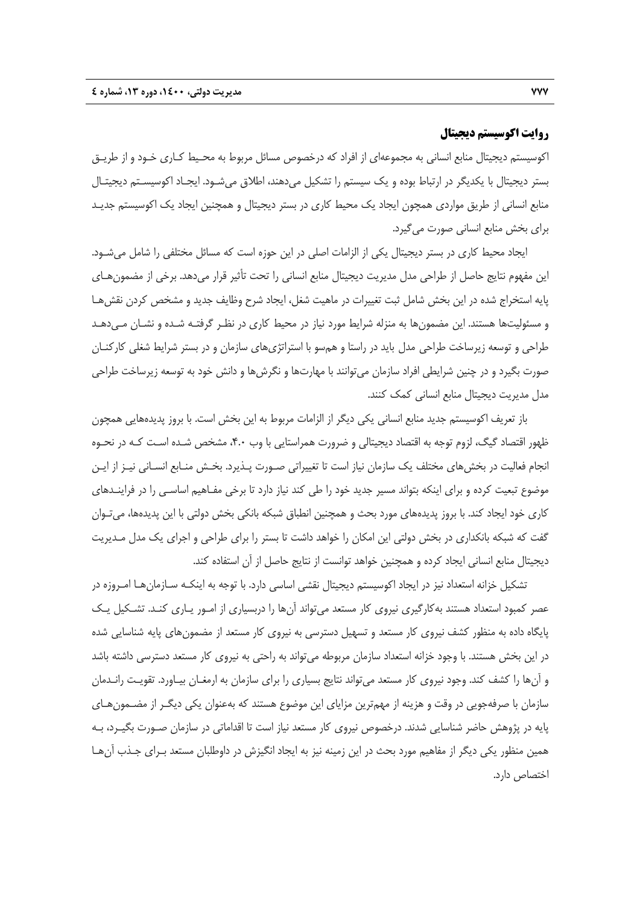## روایت اکوسیستم دیجیتال

اکوسیستم دیجیتال منابع انسانی به مجموعه‌ای از افراد که درخصوص مسائل مربوط به محیط کاری خود و از طریق بستر دیجیتال با یکدیگر در ارتباط بوده و یک سیستم را تشکیل می‌دهند، اطلاق می‌شود. ایجاد اکوسیستم دیجیتال منابع انسانی از طریق مواردی همچون ایجاد یک محیط کاری در بستر دیجیتال و همچنین ایجاد یک اکوسیستم جدید برای بخش منابع انسانی صورت می‌گیرد.

ایجاد محیط کاری در بستر دیجیتال یکی از الزامات اصلی در این حوزه است که مسائل مختلفی را شامل می‌شود. این مفهوم نتایج حاصل از طراحی مدل مدیریت دیجیتال منابع انسانی را تحت تأثیر قرار می‌دهد. برخی از مضمون‌های پایه استخراج شده در این بخش شامل ثبت تغییرات در ماهیت شغل، ایجاد شرح وظایف جدید و مشخص کردن نقش‌ها و مسئولیت‌ها هستند. این مضمون‌ها به منزله شرایط مورد نیاز در محیط کاری در نظر گرفته شده و نشان می‌دهد طراحی و توسعه زیرساخت طراحی مدل باید در راستا و هم‌سو با استراتژی‌های سازمان و در بستر شرایط شغلی کارکنان صورت بگیرد و در چنین شرایطی افراد سازمان می‌توانند با مهارت‌ها و نگرش‌ها و دانش خود به توسعه زیرساخت طراحی مدل مدیریت دیجیتال منابع انسانی کمک کنند.

باز تعریف اکوسیستم جدید منابع انسانی یکی دیگر از الزامات مربوط به این بخش است. با بروز پدیده‌هایی همچون ظهور اقتصاد گیگ، لزوم توجه به اقتصاد دیجیتالی و ضرورت همراستایی با وب ۴.۰، مشخص شده است که در نحوه انجام فعالیت در بخش‌های مختلف یک سازمان نیاز است تا تغییراتی صورت پذیرد. بخش منابع انسانی نیز از این موضوع تبعیت کرده و برای اینکه بتواند مسیر جدید خود را طی کند نیاز دارد تا برخی مفاهیم اساسی را در فرایندهای کاری خود ایجاد کند. با بروز پدیده‌های مورد بحث و همچنین انطباق شبکه بانکی بخش دولتی با این پدیده‌ها، می‌توان گفت که شبکه بانکداری در بخش دولتی این امکان را خواهد داشت تا بستر را برای طراحی و اجرای یک مدل مدیریت دیجیتال منابع انسانی ایجاد کرده و همچنین خواهد توانست از نتایج حاصل از آن استفاده کند.

تشکیل خزانه استعداد نیز در ایجاد اکوسیستم دیجیتال نقشی اساسی دارد. با توجه به اینکه سازمان‌ها امروزه در عصر کمبود استعداد هستند به‌کارگیری نیروی کار مستعد می‌تواند آن‌ها را دربسیاری از امور یاری کند. تشکیل یک پایگاه داده به منظور کشف نیروی کار مستعد و تسهیل دسترسی به نیروی کار مستعد از مضمون‌های پایه شناسایی شده در این بخش هستند. با وجود خزانه استعداد سازمان مربوطه می‌تواند به راحتی به نیروی کار مستعد دسترسی داشته باشد و آن‌ها را کشف کند. وجود نیروی کار مستعد می‌تواند نتایج بسیاری را برای سازمان به ارمغان بیاورد. تقویت راندمان سازمان با صرفه‌جویی در وقت و هزینه از مهم‌ترین مزایای این موضوع هستند که به‌عنوان یکی دیگر از مضمون‌های پایه در پژوهش حاضر شناسایی شدند. درخصوص نیروی کار مستعد نیاز است تا اقداماتی در سازمان صورت بگیرد، به همین منظور یکی دیگر از مفاهیم مورد بحث در این زمینه نیز به ایجاد انگیزش در داوطلبان مستعد برای جذب آن‌ها اختصاص دارد.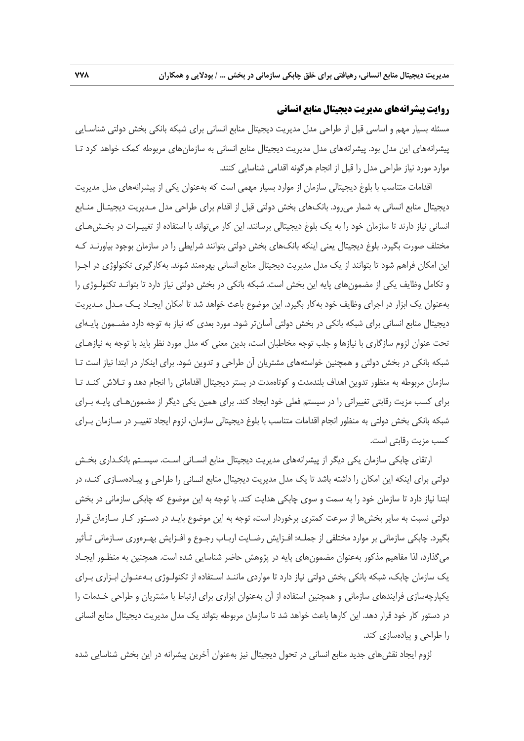## روایت پیشرانه‌های مدیریت دیجیتال منابع انسانی

مسئله بسیار مهم و اساسی قبل از طراحی مدل مدیریت دیجیتال منابع انسانی برای شبکه بانکی بخش دولتی شناسایی پیشرانه‌های این مدل بود. پیشرانه‌های مدل مدیریت دیجیتال منابع انسانی به سازمان‌های مربوطه کمک خواهد کرد تا موارد مورد نیاز طراحی مدل را قبل از انجام هرگونه اقدامی شناسایی کنند.

اقدامات متناسب با بلوغ دیجیتالی سازمان از موارد بسیار مهمی است که به‌عنوان یکی از پیشرانه‌های مدل مدیریت دیجیتال منابع انسانی به شمار می‌رود. بانک‌های بخش دولتی قبل از اقدام برای طراحی مدل مدیریت دیجیتال منابع انسانی نیاز دارند تا سازمان خود را به یک بلوغ دیجیتالی برسانند. این کار می‌تواند با استفاده از تغییرات در بخش‌های مختلف صورت بگیرد. بلوغ دیجیتال یعنی اینکه بانک‌های بخش دولتی بتوانند شرایطی را در سازمان بوجود بیاورند که این امکان فراهم شود تا بتوانند از یک مدل مدیریت دیجیتال منابع انسانی بهره‌مند شوند. به‌کارگیری تکنولوژی در اجرا و تکامل وظایف یکی از مضمون‌های پایه این بخش است. شبکه بانکی در بخش دولتی نیاز دارد تا بتواند تکنولوژی را به‌عنوان یک ابزار در اجرای وظایف خود به‌کار بگیرد. این موضوع باعث خواهد شد تا امکان ایجاد یک مدل مدیریت دیجیتال منابع انسانی برای شبکه بانکی در بخش دولتی آسان‌تر شود. مورد بعدی که نیاز به توجه دارد مضمون پایه‌ای تحت عنوان لزوم سازگاری با نیازها و جلب توجه مخاطبان است، بدین معنی که مدل مورد نظر باید با توجه به نیازهای شبکه بانکی در بخش دولتی و همچنین خواسته‌های مشتریان آن طراحی و تدوین شود. برای اینکار در ابتدا نیاز است تا سازمان مربوطه به منظور تدوین اهداف بلندمدت و کوتاه‌مدت در بستر دیجیتال اقداماتی را انجام دهد و تلاش کند تا برای کسب مزیت رقابتی تغییراتی را در سیستم فعلی خود ایجاد کند. برای همین یکی دیگر از مضمون‌های پایه برای شبکه بانکی بخش دولتی به منظور انجام اقدامات متناسب با بلوغ دیجیتالی سازمان، لزوم ایجاد تغییر در سازمان برای کسب مزیت رقابتی است.

ارتقای چابکی سازمان یکی دیگر از پیشرانه‌های مدیریت دیجیتال منابع انسانی است. سیستم بانکداری بخش دولتی برای اینکه این امکان را داشته باشد تا یک مدل مدیریت دیجیتال منابع انسانی را طراحی و پیاده‌سازی کند، در ابتدا نیاز دارد تا سازمان خود را به سمت و سوی چابکی هدایت کند. با توجه به این موضوع که چابکی سازمانی در بخش دولتی نسبت به سایر بخش‌ها از سرعت کمتری برخوردار است، توجه به این موضوع باید در دستور کار سازمان قرار بگیرد. چابکی سازمانی بر موارد مختلفی از جمله: افزایش رضایت ارباب رجوع و افزایش بهره‌وری سازمانی تأثیر می‌گذارد، لذا مفاهیم مذکور به‌عنوان مضمون‌های پایه در پژوهش حاضر شناسایی شده است. همچنین به منظور ایجاد یک سازمان چابک، شبکه بانکی بخش دولتی نیاز دارد تا مواردی مانند استفاده از تکنولوژی به‌عنوان ابزاری برای یکپارچه‌سازی فرایندهای سازمانی و همچنین استفاده از آن به‌عنوان ابزاری برای ارتباط با مشتریان و طراحی خدمات را در دستور کار خود قرار دهد. این کارها باعث خواهد شد تا سازمان مربوطه بتواند یک مدل مدیریت دیجیتال منابع انسانی را طراحی و پیاده‌سازی کند.

لزوم ایجاد نقش‌های جدید منابع انسانی در تحول دیجیتال نیز به‌عنوان آخرین پیشرانه در این بخش شناسایی شده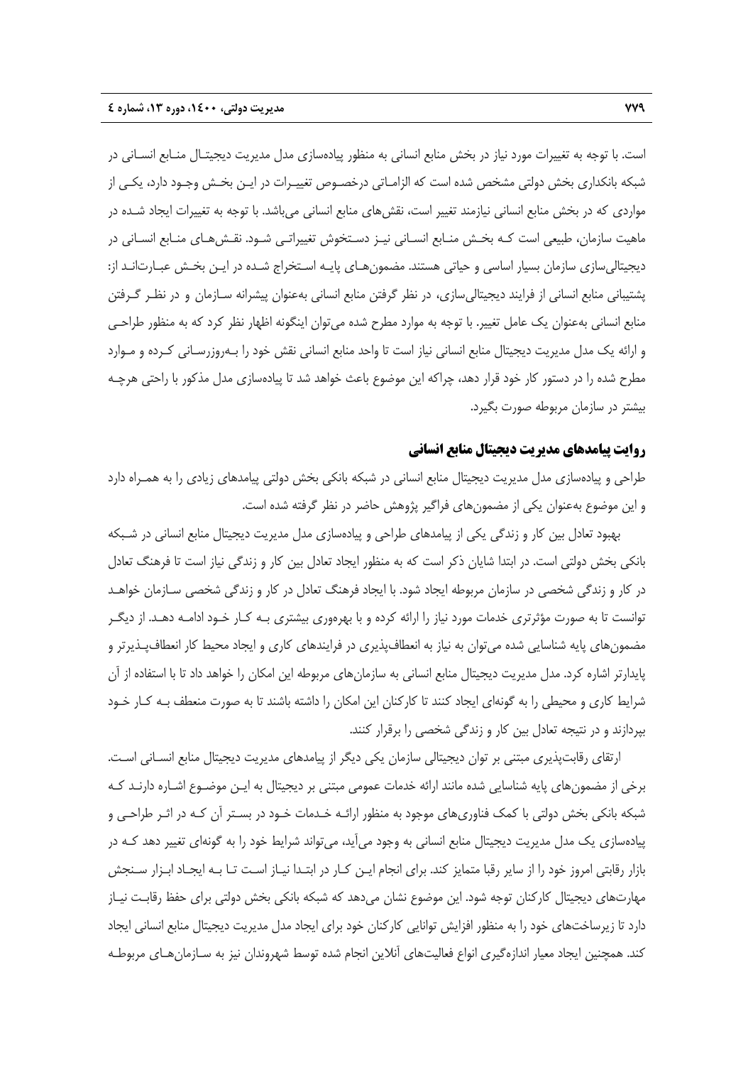است. با توجه به تغییرات مورد نیاز در بخش منابع انسانی به منظور پیاده‌سازی مدل مدیریت دیجیتال منابع انسانی در شبکه بانکداری بخش دولتی مشخص شده است که الزاماتی درخصوص تغییرات در این بخش وجود دارد، یکی از مواردی که در بخش منابع انسانی نیازمند تغییر است، نقش‌های منابع انسانی می‌باشد. با توجه به تغییرات ایجاد شده در ماهیت سازمان، طبیعی است که بخش منابع انسانی نیز دستخوش تغییراتی شود. نقش‌های منابع انسانی در دیجیتالی‌سازی سازمان بسیار اساسی و حیاتی هستند. مضمون‌های پایه استخراج شده در این بخش عبارت‌اند از: پشتیبانی منابع انسانی از فرایند دیجیتالی‌سازی، در نظر گرفتن منابع انسانی به‌عنوان پیشرانه سازمان و در نظر گرفتن منابع انسانی به‌عنوان یک عامل تغییر. با توجه به موارد مطرح شده می‌توان اینگونه اظهار نظر کرد که به منظور طراحی و ارائه یک مدل مدیریت دیجیتال منابع انسانی نیاز است تا واحد منابع انسانی نقش خود را به‌روزرسانی کرده و موارد مطرح شده را در دستور کار خود قرار دهد، چراکه این موضوع باعث خواهد شد تا پیاده‌سازی مدل مذکور با راحتی هرچه بیشتر در سازمان مربوطه صورت بگیرد.

## روایت پیامدهای مدیریت دیجیتال منابع انسانی

طراحی و پیاده‌سازی مدل مدیریت دیجیتال منابع انسانی در شبکه بانکی بخش دولتی پیامدهای زیادی را به همراه دارد و این موضوع به‌عنوان یکی از مضمون‌های فراگیر پژوهش حاضر در نظر گرفته شده است.

بهبود تعادل بین کار و زندگی یکی از پیامدهای طراحی و پیاده‌سازی مدل مدیریت دیجیتال منابع انسانی در شبکه بانکی بخش دولتی است. در ابتدا شایان ذکر است که به منظور ایجاد تعادل بین کار و زندگی نیاز است تا فرهنگ تعادل در کار و زندگی شخصی در سازمان مربوطه ایجاد شود. با ایجاد فرهنگ تعادل در کار و زندگی شخصی سازمان خواهد توانست تا به صورت مؤثرتری خدمات مورد نیاز را ارائه کرده و با بهره‌وری بیشتری به کار خود ادامه دهد. از دیگر مضمون‌های پایه شناسایی شده می‌توان به نیاز به انعطاف‌پذیری در فرایندهای کاری و ایجاد محیط کار انعطاف‌پذیرتر و پایدارتر اشاره کرد. مدل مدیریت دیجیتال منابع انسانی به سازمان‌های مربوطه این امکان را خواهد داد تا با استفاده از آن شرایط کاری و محیطی را به گونه‌ای ایجاد کنند تا کارکنان این امکان را داشته باشند تا به صورت منعطف به کار خود بپردازند و در نتیجه تعادل بین کار و زندگی شخصی را برقرار کنند.

ارتقای رقابت‌پذیری مبتنی بر توان دیجیتالی سازمان یکی دیگر از پیامدهای مدیریت دیجیتال منابع انسانی است. برخی از مضمون‌های پایه شناسایی شده مانند ارائه خدمات عمومی مبتنی بر دیجیتال به این موضوع اشاره دارند که شبکه بانکی بخش دولتی با کمک فناوری‌های موجود به منظور ارائه خدمات خود در بستر آن که در اثر طراحی و پیاده‌سازی یک مدل مدیریت دیجیتال منابع انسانی به وجود می‌آید، می‌تواند شرایط خود را به گونه‌ای تغییر دهد که در بازار رقابتی امروز خود را از سایر رقبا متمایز کند. برای انجام این کار در ابتدا نیاز است تا به ایجاد ابزار سنجش مهارت‌های دیجیتال کارکنان توجه شود. این موضوع نشان می‌دهد که شبکه بانکی بخش دولتی برای حفظ رقابت نیاز دارد تا زیرساخت‌های خود را به منظور افزایش توانایی کارکنان خود برای ایجاد مدل مدیریت دیجیتال منابع انسانی ایجاد کند. همچنین ایجاد معیار اندازه‌گیری انواع فعالیت‌های آنلاین انجام شده توسط شهروندان نیز به سازمان‌های مربوطه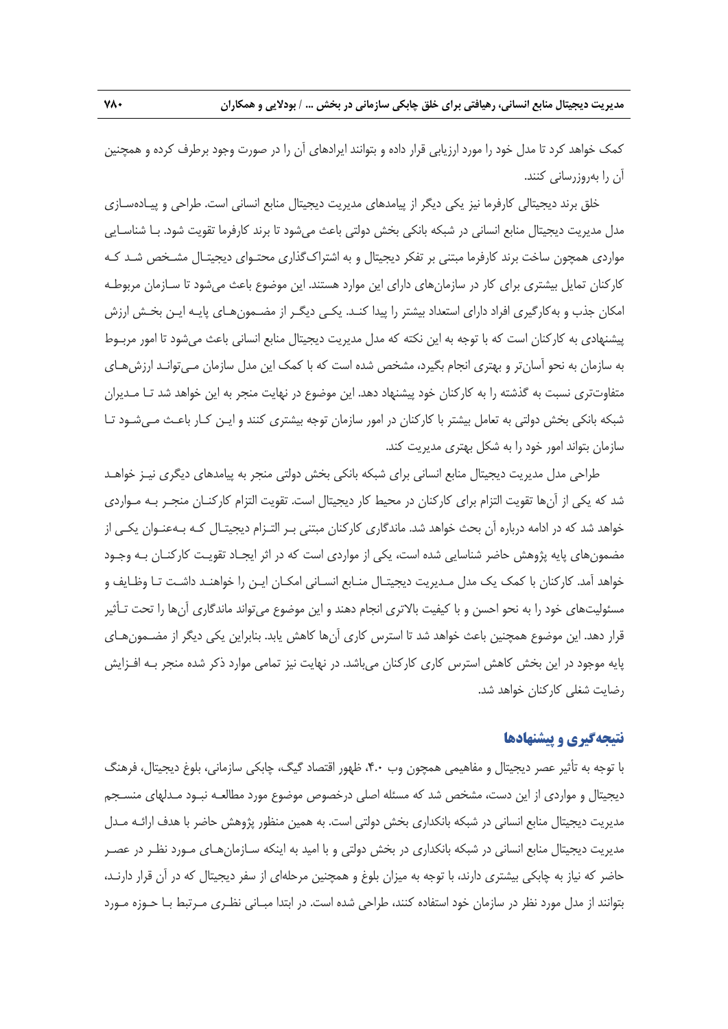کمک خواهد کرد تا مدل خود را مورد ارزیابی قرار داده و بتوانند ایرادهای آن را در صورت وجود برطرف کرده و همچنین آن را به‌روزرسانی کنند.

خلق برند دیجیتالی کارفرما نیز یکی دیگر از پیامدهای مدیریت دیجیتال منابع انسانی است. طراحی و پیاده‌سازی مدل مدیریت دیجیتال منابع انسانی در شبکه بانکی بخش دولتی باعث می‌شود تا برند کارفرما تقویت شود. با شناسایی مواردی همچون ساخت برند کارفرما مبتنی بر تفکر دیجیتال و به اشتراک‌گذاری محتوای دیجیتال مشخص شد که کارکنان تمایل بیشتری برای کار در سازمان‌های دارای این موارد هستند. این موضوع باعث می‌شود تا سازمان مربوطه امکان جذب و به‌کارگیری افراد دارای استعداد بیشتر را پیدا کند. یکی دیگر از مضمون‌های پایه این بخش ارزش پیشنهادی به کارکنان است که با توجه به این نکته که مدل مدیریت دیجیتال منابع انسانی باعث می‌شود تا امور مربوط به سازمان به نحو آسان‌تر و بهتری انجام بگیرد، مشخص شده است که با کمک این مدل سازمان می‌تواند ارزش‌های متفاوت‌تری نسبت به گذشته را به کارکنان خود پیشنهاد دهد. این موضوع در نهایت منجر به این خواهد شد تا مدیران شبکه بانکی بخش دولتی به تعامل بیشتر با کارکنان در امور سازمان توجه بیشتری کنند و این کار باعث می‌شود تا سازمان بتواند امور خود را به شکل بهتری مدیریت کند.

طراحی مدل مدیریت دیجیتال منابع انسانی برای شبکه بانکی بخش دولتی منجر به پیامدهای دیگری نیز خواهد شد که یکی از آن‌ها تقویت التزام برای کارکنان در محیط کار دیجیتال است. تقویت التزام کارکنان منجر به مواردی خواهد شد که در ادامه درباره آن بحث خواهد شد. ماندگاری کارکنان مبتنی بر التزام دیجیتال که به‌عنوان یکی از مضمون‌های پایه پژوهش حاضر شناسایی شده است، یکی از مواردی است که در اثر ایجاد تقویت کارکنان به وجود خواهد آمد. کارکنان با کمک یک مدل مدیریت دیجیتال منابع انسانی امکان این را خواهند داشت تا وظایف و مسئولیت‌های خود را به نحو احسن و با کیفیت بالاتری انجام دهند و این موضوع می‌تواند ماندگاری آن‌ها را تحت تأثیر قرار دهد. این موضوع همچنین باعث خواهد شد تا استرس کاری آن‌ها کاهش یابد. بنابراین یکی دیگر از مضمون‌های پایه موجود در این بخش کاهش استرس کاری کارکنان می‌باشد. در نهایت نیز تمامی موارد ذکر شده منجر به افزایش رضایت شغلی کارکنان خواهد شد.

## نتیجه‌گیری و پیشنهادها

با توجه به تأثیر عصر دیجیتال و مفاهیمی همچون وب ۴.۰، ظهور اقتصاد گیگ، چابکی سازمانی، بلوغ دیجیتال، فرهنگ دیجیتال و مواردی از این دست، مشخص شد که مسئله اصلی درخصوص موضوع مورد مطالعه نبود مدلهای منسجم مدیریت دیجیتال منابع انسانی در شبکه بانکداری بخش دولتی است. به همین منظور پژوهش حاضر با هدف ارائه مدل مدیریت دیجیتال منابع انسانی در شبکه بانکداری در بخش دولتی و با امید به اینکه سازمان‌های مورد نظر در عصر حاضر که نیاز به چابکی بیشتری دارند، با توجه به میزان بلوغ و همچنین مرحله‌ای از سفر دیجیتال که در آن قرار دارند، بتوانند از مدل مورد نظر در سازمان خود استفاده کنند، طراحی شده است. در ابتدا مبانی نظری مرتبط با حوزه مورد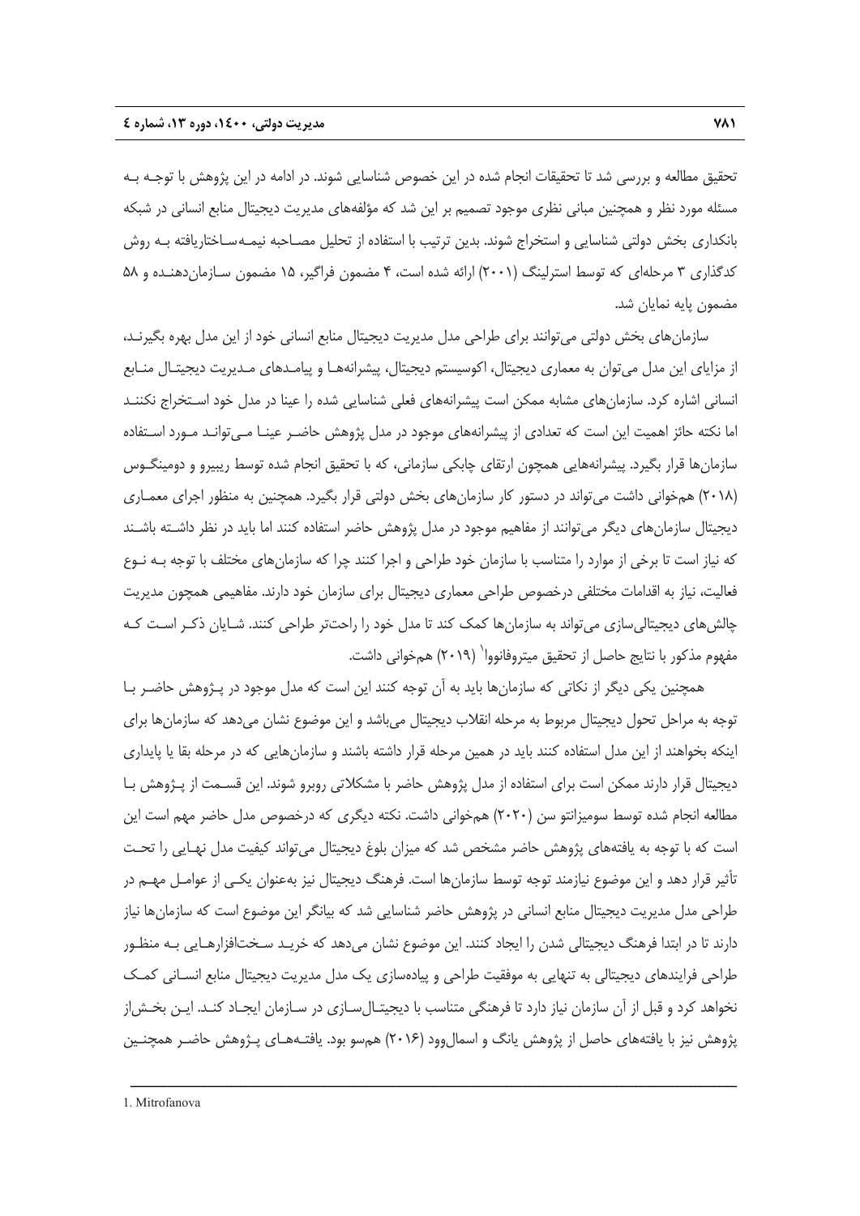تحقیق مطالعه و بررسی شد تا تحقیقات انجام شده در این خصوص شناسایی شوند. در ادامه در این پژوهش با توجـه بـه مسئله مورد نظر و همچنین مبانی نظری موجود تصمیم بر این شد که مؤلفه‌های مدیریت دیجیتال منابع انسانی در شبکه بانکداری بخش دولتی شناسایی و استخراج شوند. بدین ترتیب با استفاده از تحلیل مصـاحبه نیمـه‌سـاختاریافته بـه روش کدگذاری ۳ مرحله‌ای که توسط استرلینگ (۲۰۰۱) ارائه شده است، ۴ مضمون فراگیر، ۱۵ مضمون سـازمان‌دهنـده و ۵۸ مضمون پایه نمایان شد.

سازمان‌های بخش دولتی می‌توانند برای طراحی مدل مدیریت دیجیتال منابع انسانی خود از این مدل بهره بگیرنـد، از مزایای این مدل می‌توان به معماری دیجیتال، اکوسیستم دیجیتال، پیشرانه‌هـا و پیامـدهای مـدیریت دیجیتـال منـابع انسانی اشاره کرد. سازمان‌های مشابه ممکن است پیشرانه‌های فعلی شناسایی شده را عینا در مدل خود اسـتخراج نکننـد اما نکته حائز اهمیت این است که تعدادی از پیشرانه‌های موجود در مدل پژوهش حاضـر عینـا مـی‌توانـد مـورد اسـتفاده سازمان‌ها قرار بگیرد. پیشرانه‌هایی همچون ارتقای چابکی سازمانی، که با تحقیق انجام شده توسط ریبیرو و دومینگـوس (۲۰۱۸) هم‌خوانی داشت می‌تواند در دستور کار سازمان‌های بخش دولتی قرار بگیرد. همچنین به منظور اجرای معمـاری دیجیتال سازمان‌های دیگر می‌توانند از مفاهیم موجود در مدل پژوهش حاضر استفاده کنند اما باید در نظر داشـته باشـند که نیاز است تا برخی از موارد را متناسب با سازمان خود طراحی و اجرا کنند چرا که سازمان‌های مختلف با توجه بـه نـوع فعالیت، نیاز به اقدامات مختلفی درخصوص طراحی معماری دیجیتال برای سازمان خود دارند. مفاهیمی همچون مدیریت چالش‌های دیجیتالی‌سازی می‌تواند به سازمان‌ها کمک کند تا مدل خود را راحت‌تر طراحی کنند. شـایان ذکـر اسـت کـه مفهوم مذکور با نتایج حاصل از تحقیق میتروفانووا[1] (۲۰۱۹) هم‌خوانی داشت.

همچنین یکی دیگر از نکاتی که سازمان‌ها باید به آن توجه کنند این است که مدل موجود در پـژوهش حاضـر بـا توجه به مراحل تحول دیجیتال مربوط به مرحله انقلاب دیجیتال می‌باشد و این موضوع نشان می‌دهد که سازمان‌ها برای اینکه بخواهند از این مدل استفاده کنند باید در همین مرحله قرار داشته باشند و سازمان‌هایی که در مرحله بقا یا پایداری دیجیتال قرار دارند ممکن است برای استفاده از مدل پژوهش حاضر با مشکلاتی روبرو شوند. این قسـمت از پـژوهش بـا مطالعه انجام شده توسط سومیزانتو سن (۲۰۲۰) هم‌خوانی داشت. نکته دیگری که درخصوص مدل حاضر مهم است این است که با توجه به یافته‌های پژوهش حاضر مشخص شد که میزان بلوغ دیجیتال می‌تواند کیفیت مدل نهـایی را تحـت تأثیر قرار دهد و این موضوع نیازمند توجه توسط سازمان‌ها است. فرهنگ دیجیتال نیز به‌عنوان یکـی از عوامـل مهـم در طراحی مدل مدیریت دیجیتال منابع انسانی در پژوهش حاضر شناسایی شد که بیانگر این موضوع است که سازمان‌ها نیاز دارند تا در ابتدا فرهنگ دیجیتالی شدن را ایجاد کنند. این موضوع نشان می‌دهد که خریـد سـخت‌افزارهـایی بـه منظـور طراحی فرایندهای دیجیتالی به تنهایی به موفقیت طراحی و پیاده‌سازی یک مدل مدیریت دیجیتال منابع انسـانی کمـک نخواهد کرد و قبل از آن سازمان نیاز دارد تا فرهنگی متناسب با دیجیتـال‌سـازی در سـازمان ایجـاد کنـد. ایـن بخـش‌از پژوهش نیز با یافته‌های حاصل از پژوهش یانگ و اسمال‌وود (۲۰۱۶) هم‌سو بود. یافتـه‌هـای پـژوهش حاضـر همچنـین

---

1. Mitrofanova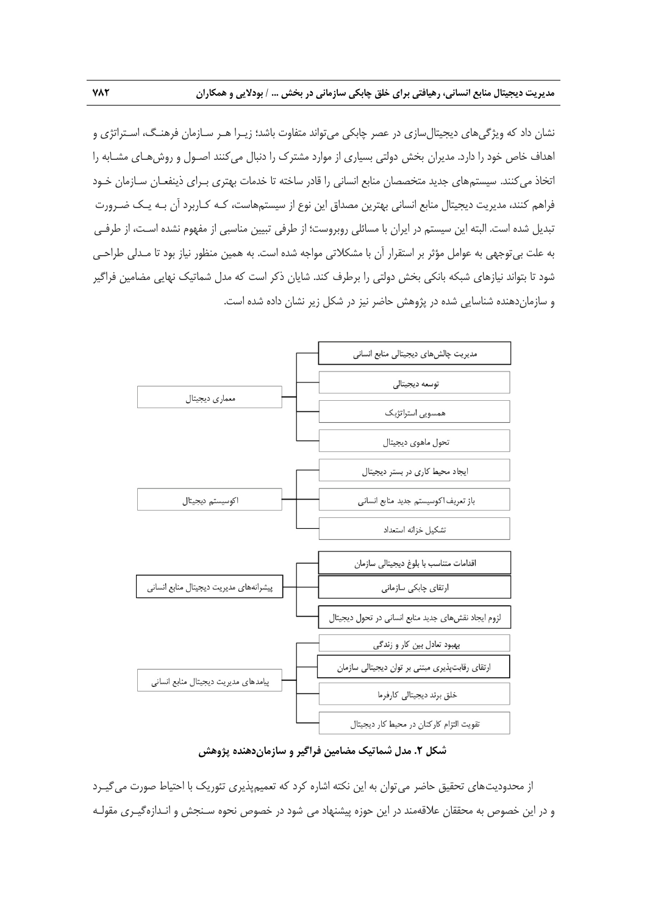نشان داد که ویژگی‌های دیجیتال‌سازی در عصر چابکی می‌تواند متفاوت باشد؛ زیرا هر سازمان فرهنگ، استراتژی و اهداف خاص خود را دارد. مدیران بخش دولتی بسیاری از موارد مشترک را دنبال می‌کنند اصول و روش‌های مشابه را اتخاذ می‌کنند. سیستم‌های جدید متخصصان منابع انسانی را قادر ساخته تا خدمات بهتری برای ذینفعان سازمان خود فراهم کنند، مدیریت دیجیتال منابع انسانی بهترین مصداق این نوع از سیستم‌هاست، که کاربرد آن به یک ضرورت تبدیل شده است. البته این سیستم در ایران با مسائلی روبروست؛ از طرفی تبیین مناسبی از مفهوم نشده است، از طرفی به علت بی‌توجهی به عوامل مؤثر بر استقرار آن با مشکلاتی مواجه شده است. به همین منظور نیاز بود تا مدلی طراحی شود تا بتواند نیازهای شبکه بانکی بخش دولتی را برطرف کند. شایان ذکر است که مدل شماتیک نهایی مضامین فراگیر و سازمان‌دهنده شناسایی شده در پژوهش حاضر نیز در شکل زیر نشان داده شده است.

- معماری دیجیتال
  - مدیریت چالش‌های دیجیتالی منابع انسانی
  - توسعه دیجیتالی
  - همسویی استراتژیک
  - تحول ماهوی دیجیتال
- اکوسیستم دیجیتال
  - ایجاد محیط کاری در بستر دیجیتال
  - باز تعریف اکوسیستم جدید منابع انسانی
  - تشکیل خزانه استعداد
- پیشرانه‌های مدیریت دیجیتال منابع انسانی
  - اقدامات متناسب با بلوغ دیجیتالی سازمان
  - ارتقای چابکی سازمانی
  - لزوم ایجاد نقش‌های جدید منابع انسانی در تحول دیجیتال
- پیامدهای مدیریت دیجیتال منابع انسانی
  - بهبود تعادل بین کار و زندگی
  - ارتقای رقابت‌پذیری مبتنی بر توان دیجیتالی سازمان
  - خلق برند دیجیتالی کارفرما
  - تقویت التزام کارکنان در محیط کار دیجیتال

**شکل ۲. مدل شماتیک مضامین فراگیر و سازمان‌دهنده پژوهش**

از محدودیت‌های تحقیق حاضر می‌توان به این نکته اشاره کرد که تعمیم‌پذیری تئوریک با احتیاط صورت می‌گیرد و در این خصوص به محققان علاقه‌مند در این حوزه پیشنهاد می شود در خصوص نحوه سنجش و اندازه‌گیری مقوله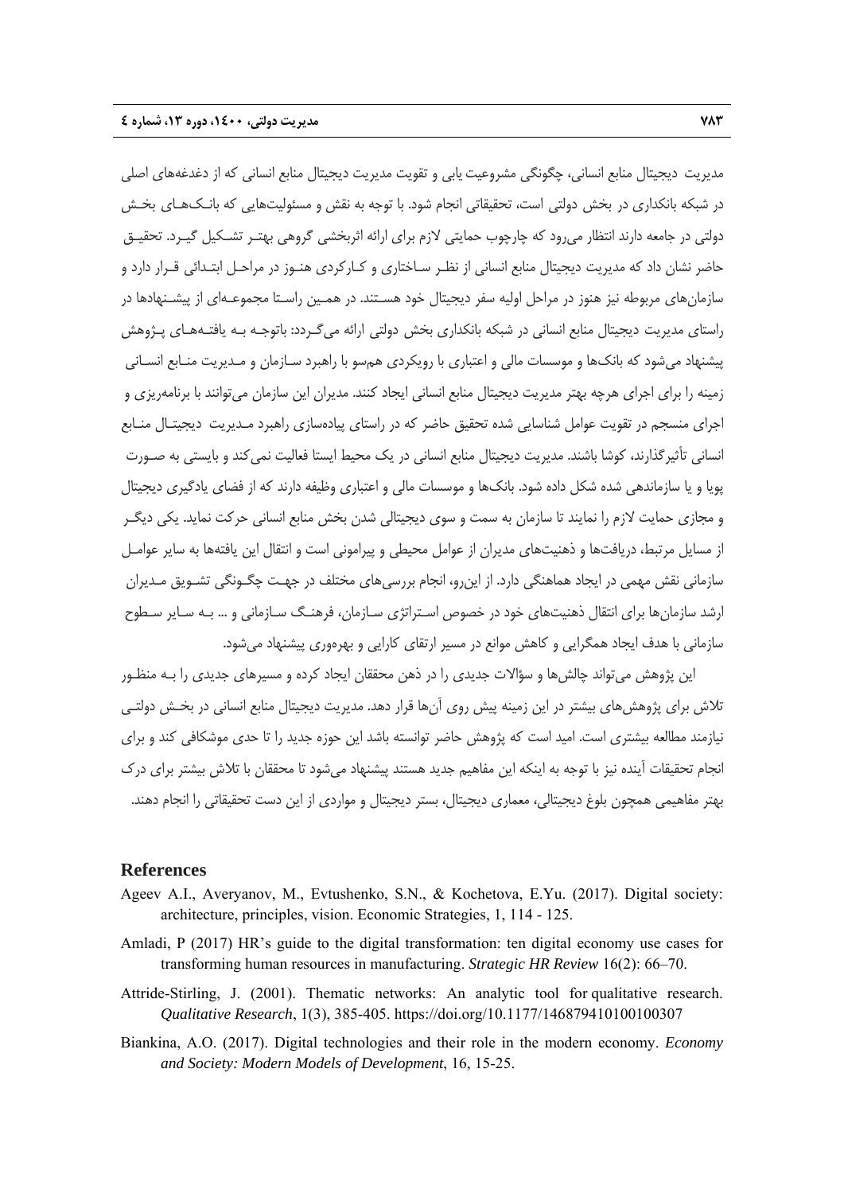مدیریت دیجیتال منابع انسانی، چگونگی مشروعیت یابی و تقویت مدیریت دیجیتال منابع انسانی که از دغدغه‌های اصلی در شبکه بانکداری در بخش دولتی است، تحقیقاتی انجام شود. با توجه به نقش و مسئولیت‌هایی که بانک‌های بخش دولتی در جامعه دارند انتظار می‌رود که چارچوب حمایتی لازم برای ارائه اثربخشی گروهی بهتر تشکیل گیرد. تحقیق حاضر نشان داد که مدیریت دیجیتال منابع انسانی از نظر ساختاری و کارکردی هنوز در مراحل ابتدائی قرار دارد و سازمان‌های مربوطه نیز هنوز در مراحل اولیه سفر دیجیتال خود هستند. در همین راستا مجموعه‌ای از پیشنهادها در راستای مدیریت دیجیتال منابع انسانی در شبکه بانکداری بخش دولتی ارائه می‌گردد: باتوجه به یافته‌های پژوهش پیشنهاد می‌شود که بانک‌ها و موسسات مالی و اعتباری با رویکردی هم‌سو با راهبرد سازمان و مدیریت منابع انسانی زمینه را برای اجرای هرچه بهتر مدیریت دیجیتال منابع انسانی ایجاد کنند. مدیران این سازمان می‌توانند با برنامه‌ریزی و اجرای منسجم در تقویت عوامل شناسایی شده تحقیق حاضر که در راستای پیاده‌سازی راهبرد مدیریت دیجیتال منابع انسانی تأثیرگذارند، کوشا باشند. مدیریت دیجیتال منابع انسانی در یک محیط ایستا فعالیت نمی‌کند و بایستی به صورت پویا و یا سازماندهی شده شکل داده شود. بانک‌ها و موسسات مالی و اعتباری وظیفه دارند که از فضای یادگیری دیجیتال و مجازی حمایت لازم را نمایند تا سازمان به سمت و سوی دیجیتالی شدن بخش منابع انسانی حرکت نماید. یکی دیگر از مسایل مرتبط، دریافت‌ها و ذهنیت‌های مدیران از عوامل محیطی و پیرامونی است و انتقال این یافته‌ها به سایر عوامل سازمانی نقش مهمی در ایجاد هماهنگی دارد. از این‌رو، انجام بررسی‌های مختلف در جهت چگونگی تشویق مدیران ارشد سازمان‌ها برای انتقال ذهنیت‌های خود در خصوص استراتژی سازمان، فرهنگ سازمانی و ... به سایر سطوح سازمانی با هدف ایجاد همگرایی و کاهش موانع در مسیر ارتقای کارایی و بهره‌وری پیشنهاد می‌شود.

این پژوهش می‌تواند چالش‌ها و سؤالات جدیدی را در ذهن محققان ایجاد کرده و مسیرهای جدیدی را به منظور تلاش برای پژوهش‌های بیشتر در این زمینه پیش روی آن‌ها قرار دهد. مدیریت دیجیتال منابع انسانی در بخش دولتی نیازمند مطالعه بیشتری است. امید است که پژوهش حاضر توانسته باشد این حوزه جدید را تا حدی موشکافی کند و برای انجام تحقیقات آینده نیز با توجه به اینکه این مفاهیم جدید هستند پیشنهاد می‌شود تا محققان با تلاش بیشتر برای درک بهتر مفاهیمی همچون بلوغ دیجیتالی، معماری دیجیتال، بستر دیجیتال و مواردی از این دست تحقیقاتی را انجام دهند.

## References

Ageev A.I., Averyanov, M., Evtushenko, S.N., & Kochetova, E.Yu. (2017). Digital society: architecture, principles, vision. Economic Strategies, 1, 114 - 125.

Amladi, P (2017) HR's guide to the digital transformation: ten digital economy use cases for transforming human resources in manufacturing. *Strategic HR Review* 16(2): 66–70.

Attride-Stirling, J. (2001). Thematic networks: An analytic tool for qualitative research. *Qualitative Research*, 1(3), 385-405. https://doi.org/10.1177/146879410100100307

Biankina, A.O. (2017). Digital technologies and their role in the modern economy. *Economy and Society: Modern Models of Development*, 16, 15-25.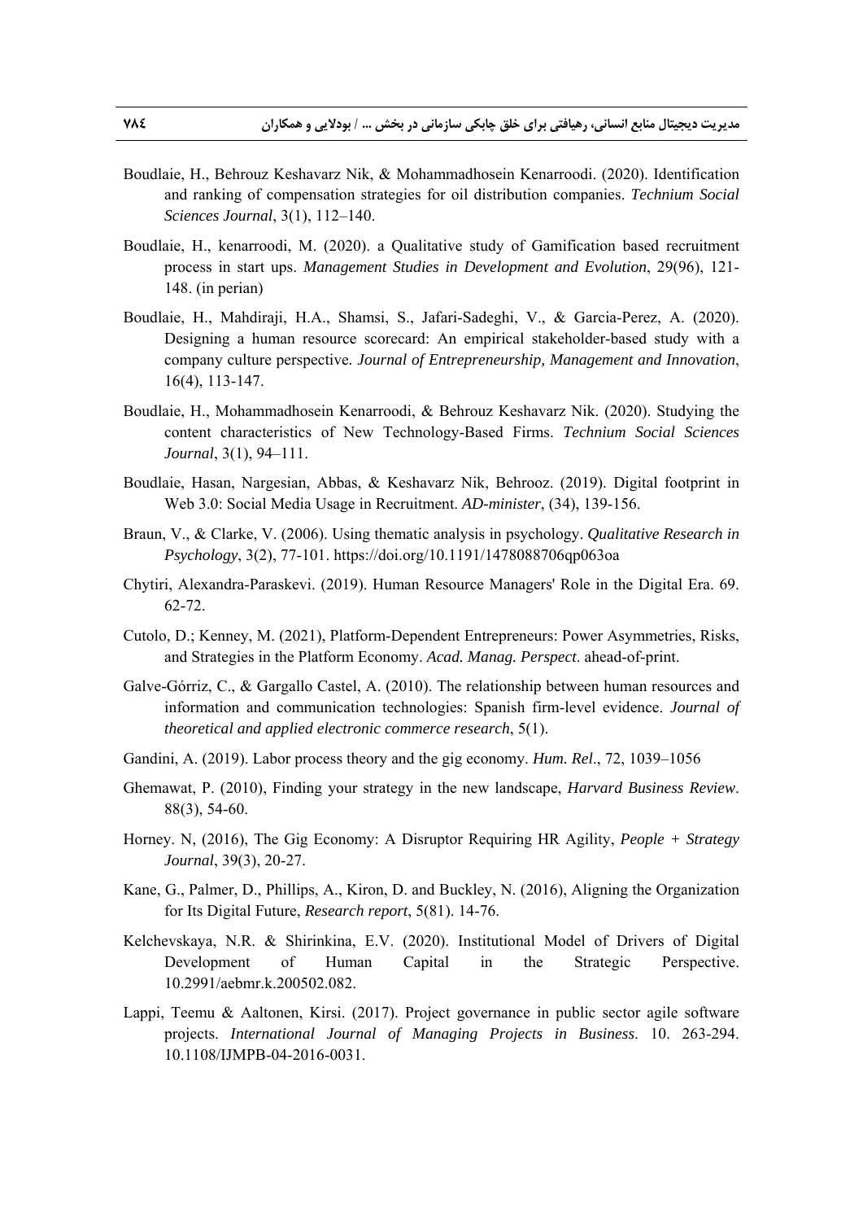Boudlaie, H., Behrouz Keshavarz Nik, & Mohammadhosein Kenarroodi. (2020). Identification and ranking of compensation strategies for oil distribution companies. *Technium Social Sciences Journal*, 3(1), 112–140.

Boudlaie, H., kenarroodi, M. (2020). a Qualitative study of Gamification based recruitment process in start ups. *Management Studies in Development and Evolution*, 29(96), 121-148. (in perian)

Boudlaie, H., Mahdiraji, H.A., Shamsi, S., Jafari-Sadeghi, V., & Garcia-Perez, A. (2020). Designing a human resource scorecard: An empirical stakeholder-based study with a company culture perspective. *Journal of Entrepreneurship, Management and Innovation*, 16(4), 113-147.

Boudlaie, H., Mohammadhosein Kenarroodi, & Behrouz Keshavarz Nik. (2020). Studying the content characteristics of New Technology-Based Firms. *Technium Social Sciences Journal*, 3(1), 94–111.

Boudlaie, Hasan, Nargesian, Abbas, & Keshavarz Nik, Behrooz. (2019). Digital footprint in Web 3.0: Social Media Usage in Recruitment. *AD-minister*, (34), 139-156.

Braun, V., & Clarke, V. (2006). Using thematic analysis in psychology. *Qualitative Research in Psychology*, 3(2), 77-101. https://doi.org/10.1191/1478088706qp063oa

Chytiri, Alexandra-Paraskevi. (2019). Human Resource Managers' Role in the Digital Era. 69. 62-72.

Cutolo, D.; Kenney, M. (2021), Platform-Dependent Entrepreneurs: Power Asymmetries, Risks, and Strategies in the Platform Economy. *Acad. Manag. Perspect*. ahead-of-print.

Galve-Górriz, C., & Gargallo Castel, A. (2010). The relationship between human resources and information and communication technologies: Spanish firm-level evidence. *Journal of theoretical and applied electronic commerce research*, 5(1).

Gandini, A. (2019). Labor process theory and the gig economy. *Hum. Rel*., 72, 1039–1056

Ghemawat, P. (2010), Finding your strategy in the new landscape, *Harvard Business Review*. 88(3), 54-60.

Horney. N, (2016), The Gig Economy: A Disruptor Requiring HR Agility, *People + Strategy Journal*, 39(3), 20-27.

Kane, G., Palmer, D., Phillips, A., Kiron, D. and Buckley, N. (2016), Aligning the Organization for Its Digital Future, *Research report*, 5(81). 14-76.

Kelchevskaya, N.R. & Shirinkina, E.V. (2020). Institutional Model of Drivers of Digital Development of Human Capital in the Strategic Perspective. 10.2991/aebmr.k.200502.082.

Lappi, Teemu & Aaltonen, Kirsi. (2017). Project governance in public sector agile software projects. *International Journal of Managing Projects in Business*. 10. 263-294. 10.1108/IJMPB-04-2016-0031.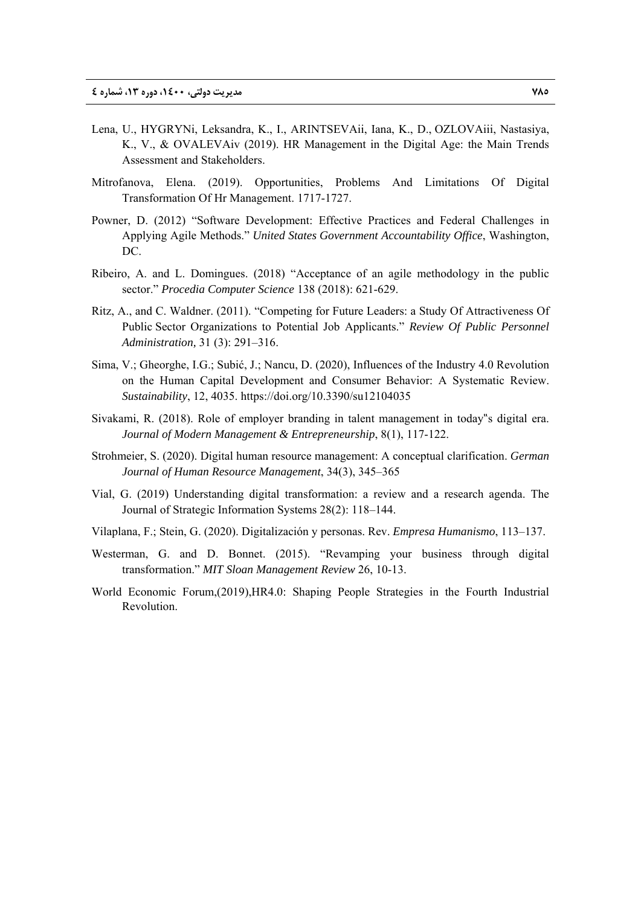Lena, U., HYGRYNi, Leksandra, K., I., ARINTSEVAii, Iana, K., D., OZLOVAiii, Nastasiya, K., V., & OVALEVAiv (2019). HR Management in the Digital Age: the Main Trends Assessment and Stakeholders.

Mitrofanova, Elena. (2019). Opportunities, Problems And Limitations Of Digital Transformation Of Hr Management. 1717-1727.

Powner, D. (2012) "Software Development: Effective Practices and Federal Challenges in Applying Agile Methods." *United States Government Accountability Office*, Washington, DC.

Ribeiro, A. and L. Domingues. (2018) "Acceptance of an agile methodology in the public sector." *Procedia Computer Science* 138 (2018): 621-629.

Ritz, A., and C. Waldner. (2011). "Competing for Future Leaders: a Study Of Attractiveness Of Public Sector Organizations to Potential Job Applicants." *Review Of Public Personnel Administration*, 31 (3): 291–316.

Sima, V.; Gheorghe, I.G.; Subić, J.; Nancu, D. (2020), Influences of the Industry 4.0 Revolution on the Human Capital Development and Consumer Behavior: A Systematic Review. *Sustainability*, 12, 4035. https://doi.org/10.3390/su12104035

Sivakami, R. (2018). Role of employer branding in talent management in today"s digital era. *Journal of Modern Management & Entrepreneurship*, 8(1), 117-122.

Strohmeier, S. (2020). Digital human resource management: A conceptual clarification. *German Journal of Human Resource Management*, 34(3), 345–365

Vial, G. (2019) Understanding digital transformation: a review and a research agenda. The Journal of Strategic Information Systems 28(2): 118–144.

Vilaplana, F.; Stein, G. (2020). Digitalización y personas. Rev. *Empresa Humanismo*, 113–137.

Westerman, G. and D. Bonnet. (2015). "Revamping your business through digital transformation." *MIT Sloan Management Review* 26, 10-13.

World Economic Forum,(2019),HR4.0: Shaping People Strategies in the Fourth Industrial Revolution.